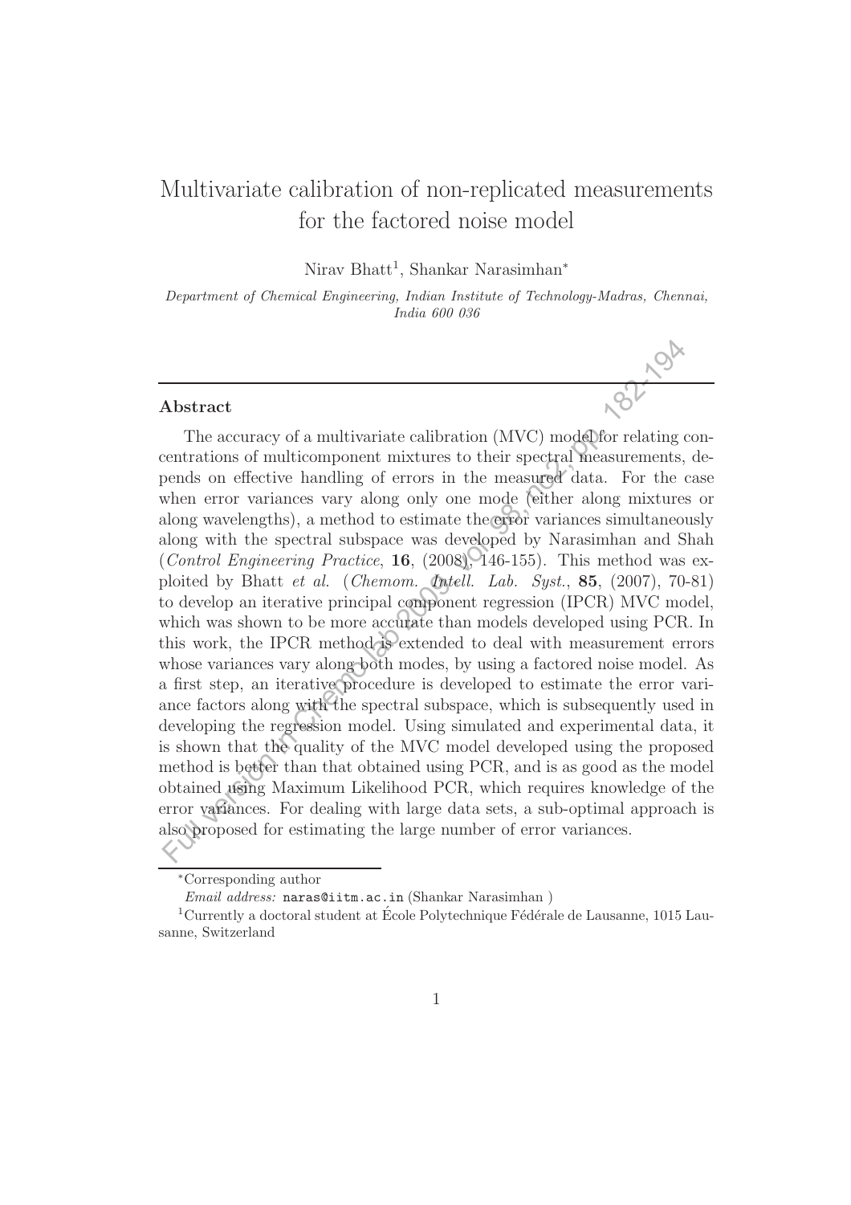# Multivariate calibration of non-replicated measurements for the factored noise model

Nirav Bhatt[1], Shankar Narasimhan*

*Department of Chemical Engineering, Indian Institute of Technology-Madras, Chennai, India 600 036*

## Abstract

The accuracy of a multivariate calibration (MVC) model for relating concentrations of multicomponent mixtures to their spectral measurements, depends on effective handling of errors in the measured data. For the case when error variances vary along only one mode (either along mixtures or along wavelengths), a method to estimate the error variances simultaneously along with the spectral subspace was developed by Narasimhan and Shah (*Control Engineering Practice*, **16**, (2008), 146-155). This method was exploited by Bhatt *et al.* (*Chemom. Intell. Lab. Syst.*, **85**, (2007), 70-81) to develop an iterative principal component regression (IPCR) MVC model, which was shown to be more accurate than models developed using PCR. In this work, the IPCR method is extended to deal with measurement errors whose variances vary along both modes, by using a factored noise model. As a first step, an iterative procedure is developed to estimate the error variance factors along with the spectral subspace, which is subsequently used in developing the regression model. Using simulated and experimental data, it is shown that the quality of the MVC model developed using the proposed method is better than that obtained using PCR, and is as good as the model obtained using Maximum Likelihood PCR, which requires knowledge of the error variances. For dealing with large data sets, a sub-optimal approach is also proposed for estimating the large number of error variances.

*Corresponding author

*Email address:* naras@iitm.ac.in (Shankar Narasimhan )

[1] Currently a doctoral student at École Polytechnique Fédérale de Lausanne, 1015 Lausanne, Switzerland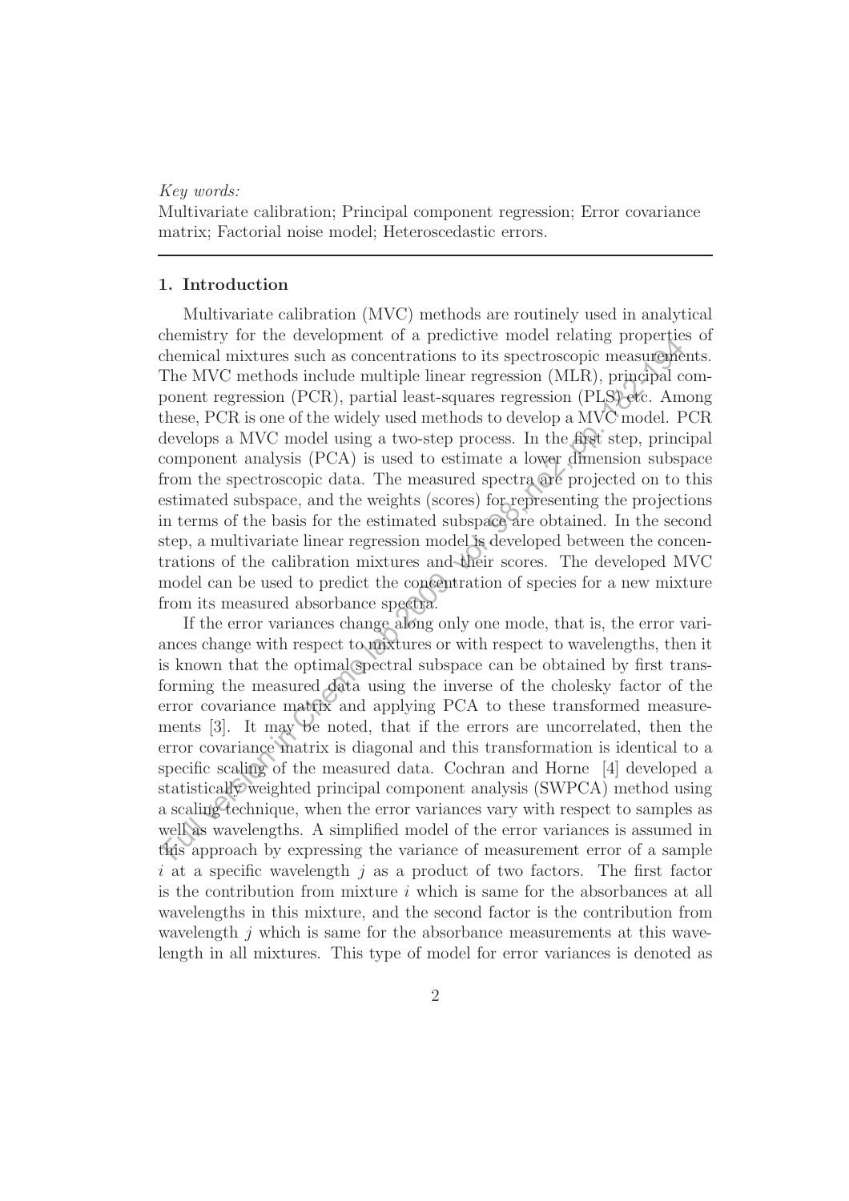*Key words:*
Multivariate calibration; Principal component regression; Error covariance matrix; Factorial noise model; Heteroscedastic errors.

## 1. Introduction

Multivariate calibration (MVC) methods are routinely used in analytical chemistry for the development of a predictive model relating properties of chemical mixtures such as concentrations to its spectroscopic measurements. The MVC methods include multiple linear regression (MLR), principal component regression (PCR), partial least-squares regression (PLS) etc. Among these, PCR is one of the widely used methods to develop a MVC model. PCR develops a MVC model using a two-step process. In the first step, principal component analysis (PCA) is used to estimate a lower dimension subspace from the spectroscopic data. The measured spectra are projected on to this estimated subspace, and the weights (scores) for representing the projections in terms of the basis for the estimated subspace are obtained. In the second step, a multivariate linear regression model is developed between the concentrations of the calibration mixtures and their scores. The developed MVC model can be used to predict the concentration of species for a new mixture from its measured absorbance spectra.

If the error variances change along only one mode, that is, the error variances change with respect to mixtures or with respect to wavelengths, then it is known that the optimal spectral subspace can be obtained by first transforming the measured data using the inverse of the cholesky factor of the error covariance matrix and applying PCA to these transformed measurements [3]. It may be noted, that if the errors are uncorrelated, then the error covariance matrix is diagonal and this transformation is identical to a specific scaling of the measured data. Cochran and Horne [4] developed a statistically weighted principal component analysis (SWPCA) method using a scaling technique, when the error variances vary with respect to samples as well as wavelengths. A simplified model of the error variances is assumed in this approach by expressing the variance of measurement error of a sample $i$ at a specific wavelength $j$ as a product of two factors. The first factor is the contribution from mixture $i$ which is same for the absorbances at all wavelengths in this mixture, and the second factor is the contribution from wavelength $j$ which is same for the absorbance measurements at this wavelength in all mixtures. This type of model for error variances is denoted as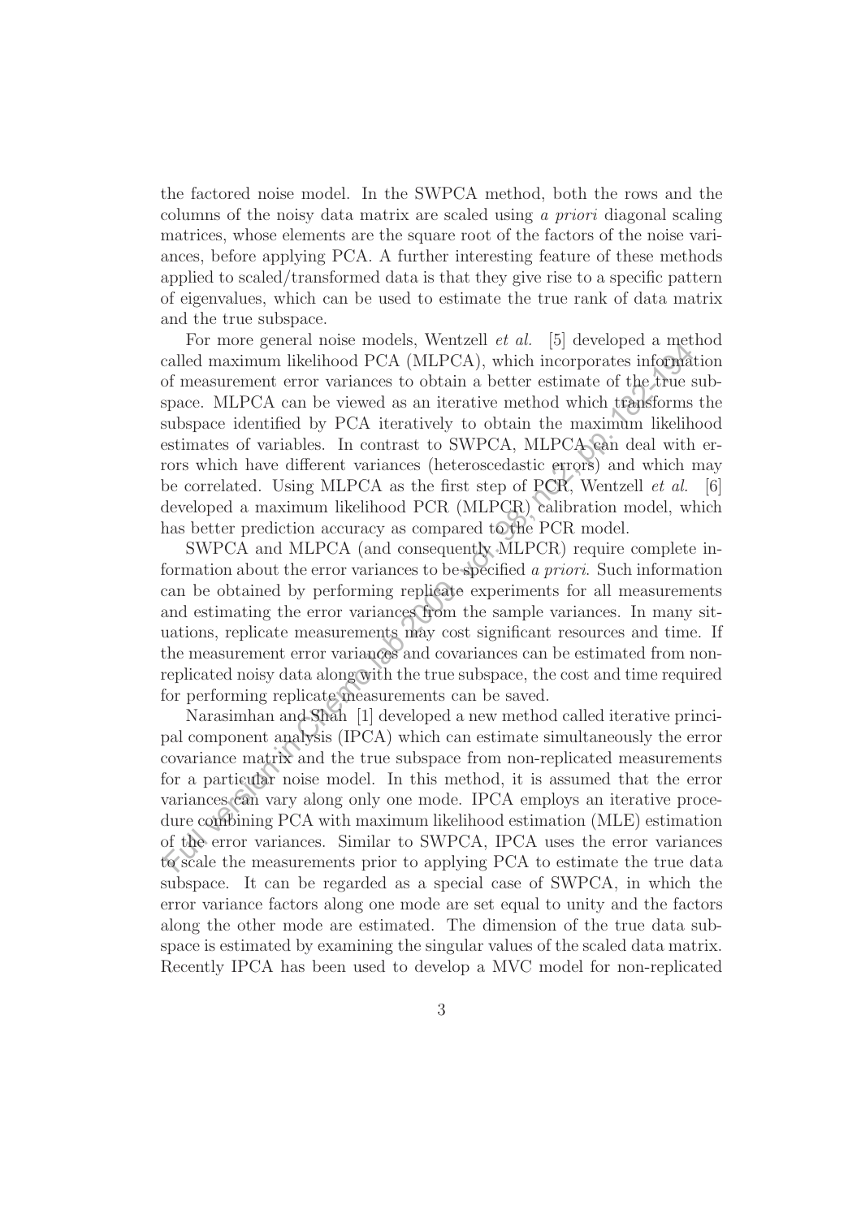the factored noise model. In the SWPCA method, both the rows and the columns of the noisy data matrix are scaled using *a priori* diagonal scaling matrices, whose elements are the square root of the factors of the noise variances, before applying PCA. A further interesting feature of these methods applied to scaled/transformed data is that they give rise to a specific pattern of eigenvalues, which can be used to estimate the true rank of data matrix and the true subspace.

For more general noise models, Wentzell *et al.* [5] developed a method called maximum likelihood PCA (MLPCA), which incorporates information of measurement error variances to obtain a better estimate of the true subspace. MLPCA can be viewed as an iterative method which transforms the subspace identified by PCA iteratively to obtain the maximum likelihood estimates of variables. In contrast to SWPCA, MLPCA can deal with errors which have different variances (heteroscedastic errors) and which may be correlated. Using MLPCA as the first step of PCR, Wentzell *et al.* [6] developed a maximum likelihood PCR (MLPCR) calibration model, which has better prediction accuracy as compared to the PCR model.

SWPCA and MLPCA (and consequently MLPCR) require complete information about the error variances to be specified *a priori*. Such information can be obtained by performing replicate experiments for all measurements and estimating the error variances from the sample variances. In many situations, replicate measurements may cost significant resources and time. If the measurement error variances and covariances can be estimated from non-replicated noisy data along with the true subspace, the cost and time required for performing replicate measurements can be saved.

Narasimhan and Shah [1] developed a new method called iterative principal component analysis (IPCA) which can estimate simultaneously the error covariance matrix and the true subspace from non-replicated measurements for a particular noise model. In this method, it is assumed that the error variances can vary along only one mode. IPCA employs an iterative procedure combining PCA with maximum likelihood estimation (MLE) estimation of the error variances. Similar to SWPCA, IPCA uses the error variances to scale the measurements prior to applying PCA to estimate the true data subspace. It can be regarded as a special case of SWPCA, in which the error variance factors along one mode are set equal to unity and the factors along the other mode are estimated. The dimension of the true data subspace is estimated by examining the singular values of the scaled data matrix. Recently IPCA has been used to develop a MVC model for non-replicated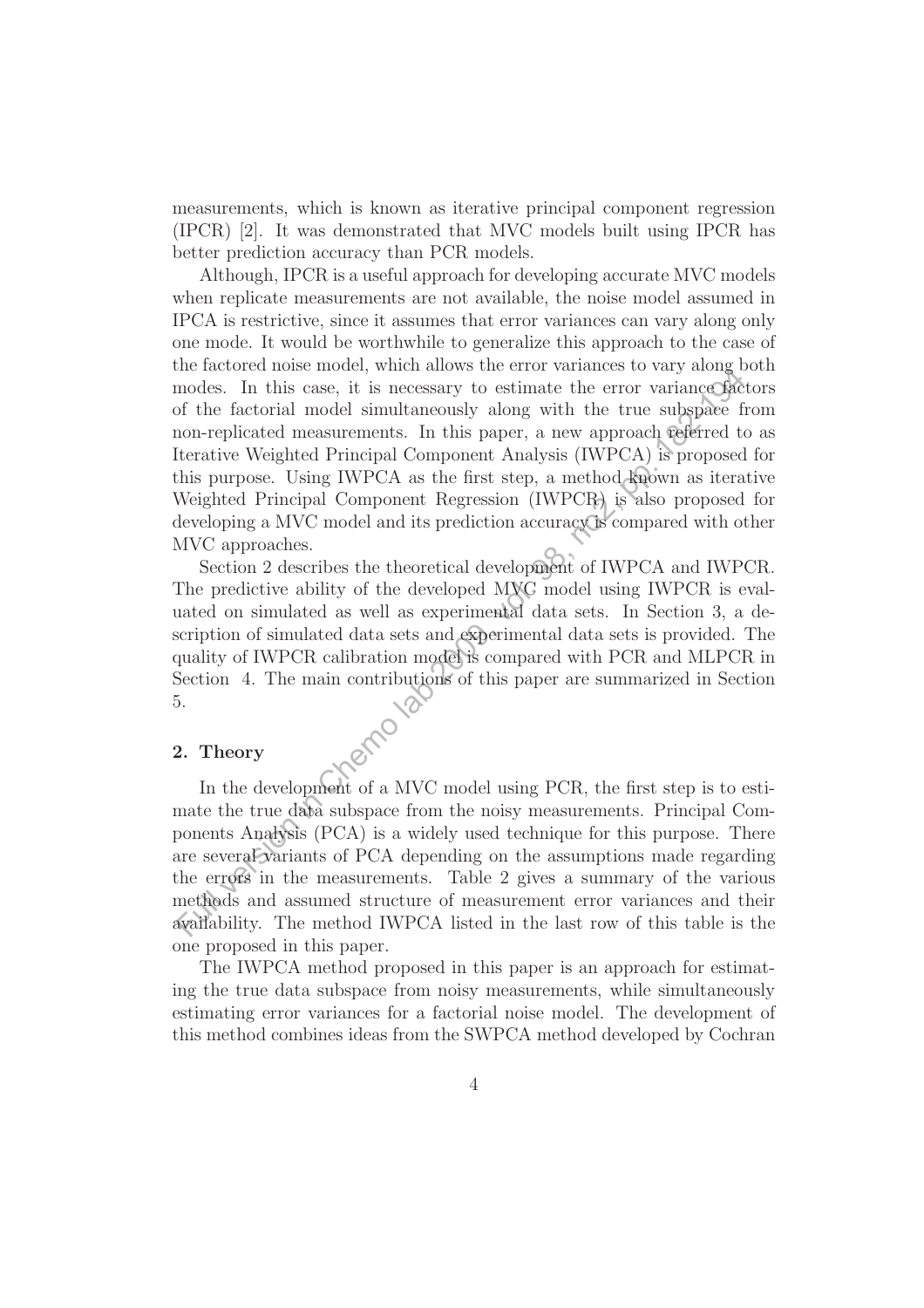measurements, which is known as iterative principal component regression (IPCR) [2]. It was demonstrated that MVC models built using IPCR has better prediction accuracy than PCR models.

Although, IPCR is a useful approach for developing accurate MVC models when replicate measurements are not available, the noise model assumed in IPCA is restrictive, since it assumes that error variances can vary along only one mode. It would be worthwhile to generalize this approach to the case of the factored noise model, which allows the error variances to vary along both modes. In this case, it is necessary to estimate the error variance factors of the factorial model simultaneously along with the true subspace from non-replicated measurements. In this paper, a new approach referred to as Iterative Weighted Principal Component Analysis (IWPCA) is proposed for this purpose. Using IWPCA as the first step, a method known as iterative Weighted Principal Component Regression (IWPCR) is also proposed for developing a MVC model and its prediction accuracy is compared with other MVC approaches.

Section 2 describes the theoretical development of IWPCA and IWPCR. The predictive ability of the developed MVC model using IWPCR is evaluated on simulated as well as experimental data sets. In Section 3, a description of simulated data sets and experimental data sets is provided. The quality of IWPCR calibration model is compared with PCR and MLPCR in Section 4. The main contributions of this paper are summarized in Section 5.

## 2. Theory

In the development of a MVC model using PCR, the first step is to estimate the true data subspace from the noisy measurements. Principal Components Analysis (PCA) is a widely used technique for this purpose. There are several variants of PCA depending on the assumptions made regarding the errors in the measurements. Table 2 gives a summary of the various methods and assumed structure of measurement error variances and their availability. The method IWPCA listed in the last row of this table is the one proposed in this paper.

The IWPCA method proposed in this paper is an approach for estimating the true data subspace from noisy measurements, while simultaneously estimating error variances for a factorial noise model. The development of this method combines ideas from the SWPCA method developed by Cochran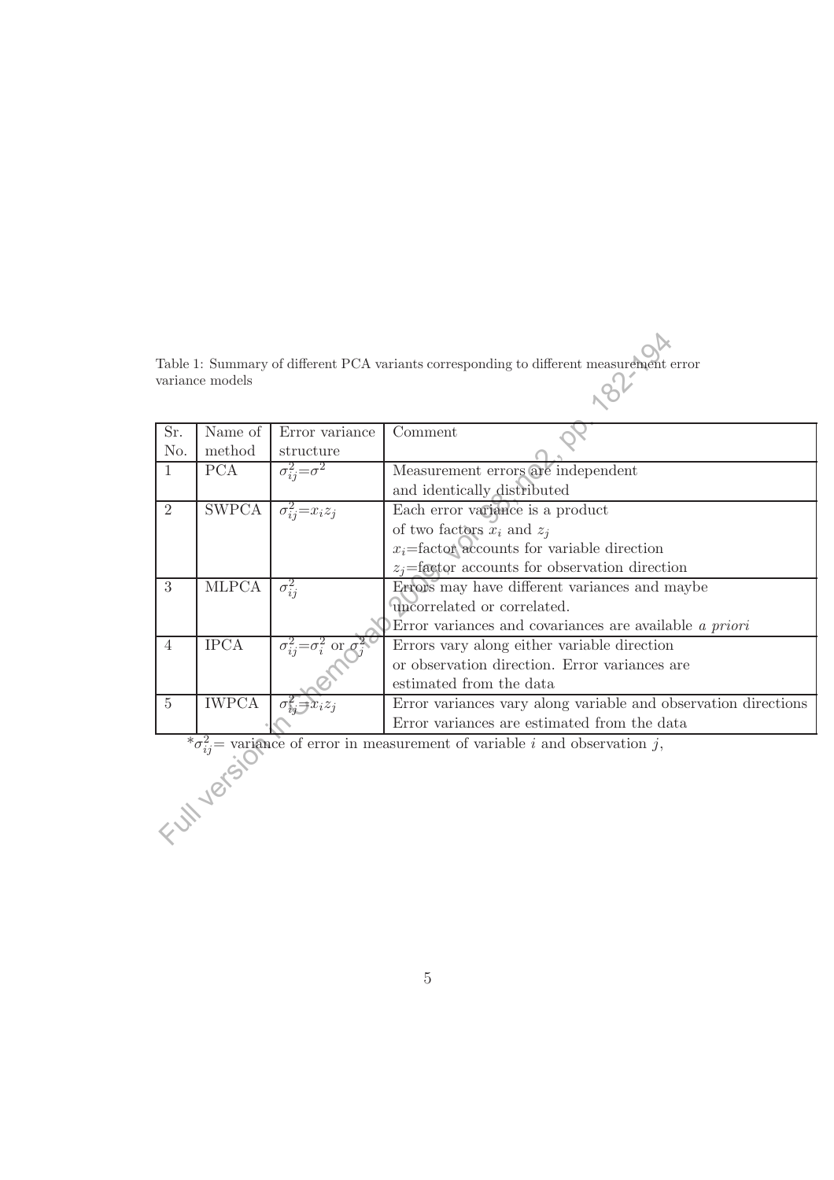Table 1: Summary of different PCA variants corresponding to different measurement error variance models

| Sr. No. | Name of method | Error variance structure | Comment |
|---|---|---|---|
| 1 | PCA | $\sigma_{ij}^2 = \sigma^2$ | Measurement errors are independent and identically distributed |
| 2 | SWPCA | $\sigma_{ij}^2 = x_i z_j$ | Each error variance is a product of two factors $x_i$ and $z_j$ $x_i$=factor accounts for variable direction $z_j$=factor accounts for observation direction |
| 3 | MLPCA | $\sigma_{ij}^2$ | Errors may have different variances and maybe uncorrelated or correlated. Error variances and covariances are available *a priori* |
| 4 | IPCA | $\sigma_{ij}^2 = \sigma_i^2$ or $\sigma_j^2$ | Errors vary along either variable direction or observation direction. Error variances are estimated from the data |
| 5 | IWPCA | $\sigma_{ij}^2 = x_i z_j$ | Error variances vary along variable and observation directions Error variances are estimated from the data |

*$\sigma_{ij}^2$= variance of error in measurement of variable $i$ and observation $j$,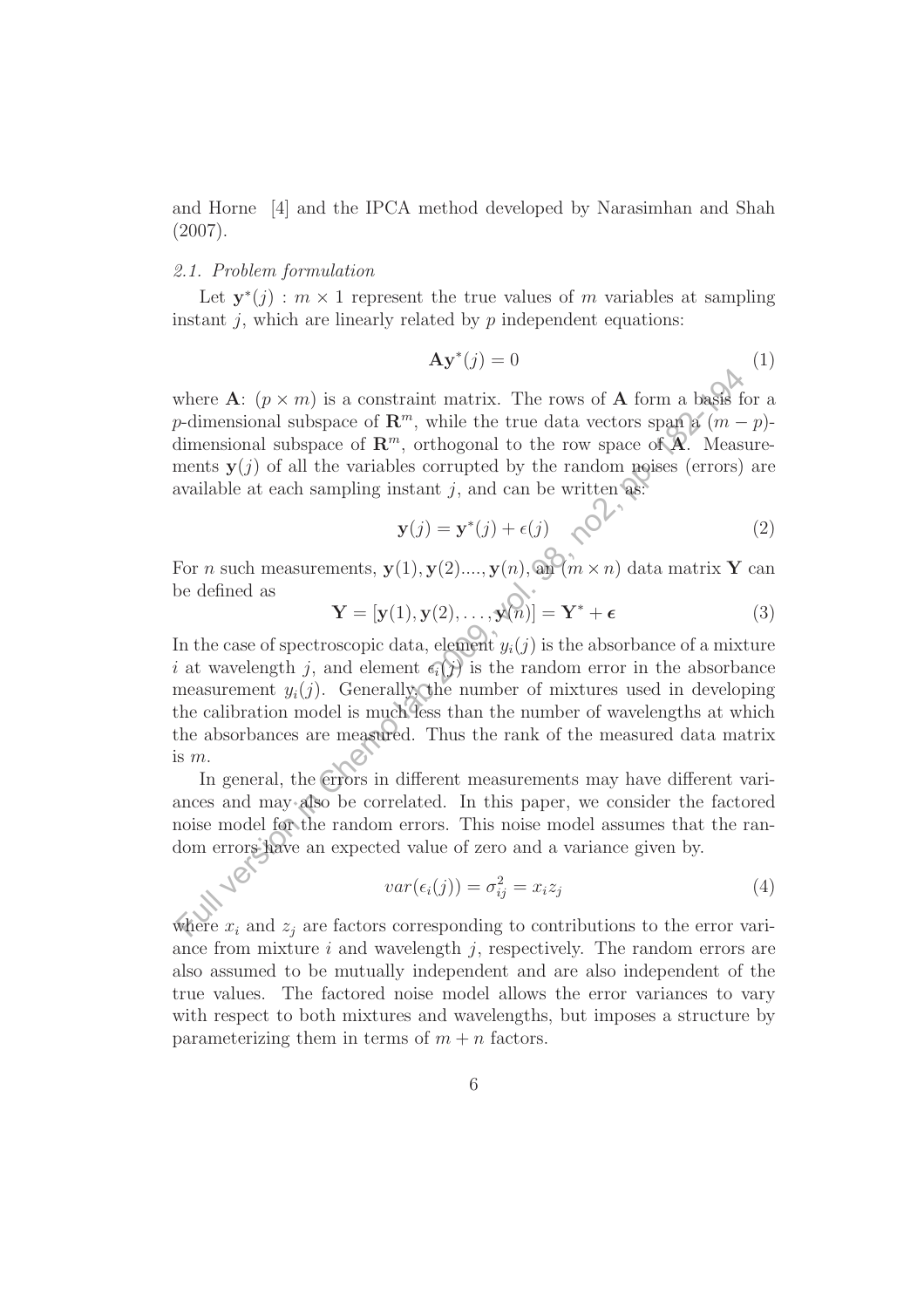and Horne [4] and the IPCA method developed by Narasimhan and Shah (2007).

### 2.1. Problem formulation

Let $\mathbf{y}^*(j) : m \times 1$ represent the true values of $m$ variables at sampling instant $j$, which are linearly related by $p$ independent equations:

$$\mathbf{A}\mathbf{y}^*(j) = 0 \tag{1}$$

where $\mathbf{A}$: $(p \times m)$ is a constraint matrix. The rows of $\mathbf{A}$ form a basis for a $p$-dimensional subspace of $\mathbf{R}^m$, while the true data vectors span a $(m-p)$-dimensional subspace of $\mathbf{R}^m$, orthogonal to the row space of $\mathbf{A}$. Measurements $\mathbf{y}(j)$ of all the variables corrupted by the random noises (errors) are available at each sampling instant $j$, and can be written as:

$$\mathbf{y}(j) = \mathbf{y}^*(j) + \epsilon(j) \tag{2}$$

For $n$ such measurements, $\mathbf{y}(1), \mathbf{y}(2)...., \mathbf{y}(n)$, an $(m \times n)$ data matrix $\mathbf{Y}$ can be defined as

$$\mathbf{Y} = [\mathbf{y}(1), \mathbf{y}(2), \ldots, \mathbf{y}(n)] = \mathbf{Y}^* + \boldsymbol{\epsilon} \tag{3}$$

In the case of spectroscopic data, element $y_i(j)$ is the absorbance of a mixture $i$ at wavelength $j$, and element $\epsilon_i(j)$ is the random error in the absorbance measurement $y_i(j)$. Generally, the number of mixtures used in developing the calibration model is much less than the number of wavelengths at which the absorbances are measured. Thus the rank of the measured data matrix is $m$.

In general, the errors in different measurements may have different variances and may also be correlated. In this paper, we consider the factored noise model for the random errors. This noise model assumes that the random errors have an expected value of zero and a variance given by.

$$var(\epsilon_i(j)) = \sigma_{ij}^2 = x_i z_j \tag{4}$$

where $x_i$ and $z_j$ are factors corresponding to contributions to the error variance from mixture $i$ and wavelength $j$, respectively. The random errors are also assumed to be mutually independent and are also independent of the true values. The factored noise model allows the error variances to vary with respect to both mixtures and wavelengths, but imposes a structure by parameterizing them in terms of $m+n$ factors.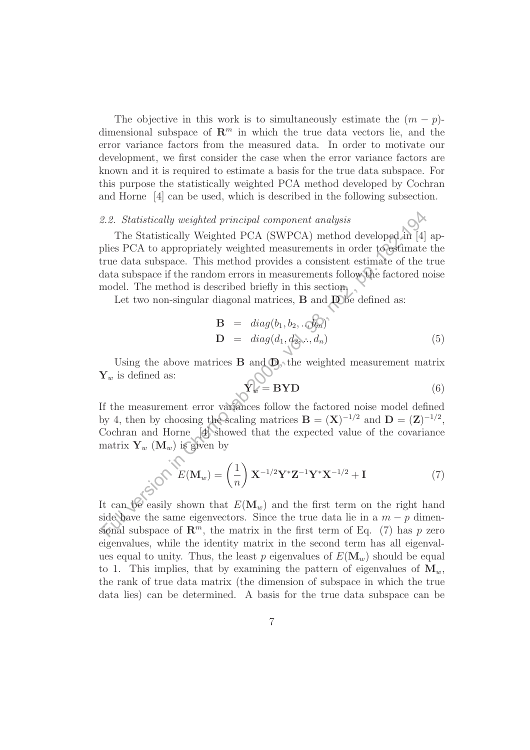The objective in this work is to simultaneously estimate the $(m-p)$-dimensional subspace of $\mathbf{R}^m$ in which the true data vectors lie, and the error variance factors from the measured data. In order to motivate our development, we first consider the case when the error variance factors are known and it is required to estimate a basis for the true data subspace. For this purpose the statistically weighted PCA method developed by Cochran and Horne [4] can be used, which is described in the following subsection.

### *2.2. Statistically weighted principal component analysis*

The Statistically Weighted PCA (SWPCA) method developed in [4] applies PCA to appropriately weighted measurements in order to estimate the true data subspace. This method provides a consistent estimate of the true data subspace if the random errors in measurements follow the factored noise model. The method is described briefly in this section.

Let two non-singular diagonal matrices, $\mathbf{B}$ and $\mathbf{D}$ be defined as:

$$\begin{aligned} \mathbf{B} &= diag(b_1, b_2, \ldots, b_m) \\ \mathbf{D} &= diag(d_1, d_2, \ldots, d_n) \end{aligned} \tag{5}$$

Using the above matrices $\mathbf{B}$ and $\mathbf{D}$, the weighted measurement matrix $\mathbf{Y}_w$ is defined as:

$$\mathbf{Y}_w = \mathbf{BYD} \tag{6}$$

If the measurement error variances follow the factored noise model defined by 4, then by choosing the scaling matrices $\mathbf{B} = (\mathbf{X})^{-1/2}$ and $\mathbf{D} = (\mathbf{Z})^{-1/2}$, Cochran and Horne [4] showed that the expected value of the covariance matrix $\mathbf{Y}_w$ ($\mathbf{M}_w$) is given by

$$E(\mathbf{M}_w) = \left(\frac{1}{n}\right) \mathbf{X}^{-1/2}\mathbf{Y}^*\mathbf{Z}^{-1}\mathbf{Y}^*\mathbf{X}^{-1/2} + \mathbf{I} \tag{7}$$

It can be easily shown that $E(\mathbf{M}_w)$ and the first term on the right hand side have the same eigenvectors. Since the true data lie in a $m-p$ dimensional subspace of $\mathbf{R}^m$, the matrix in the first term of Eq. (7) has $p$ zero eigenvalues, while the identity matrix in the second term has all eigenvalues equal to unity. Thus, the least $p$ eigenvalues of $E(\mathbf{M}_w)$ should be equal to 1. This implies, that by examining the pattern of eigenvalues of $\mathbf{M}_w$, the rank of true data matrix (the dimension of subspace in which the true data lies) can be determined. A basis for the true data subspace can be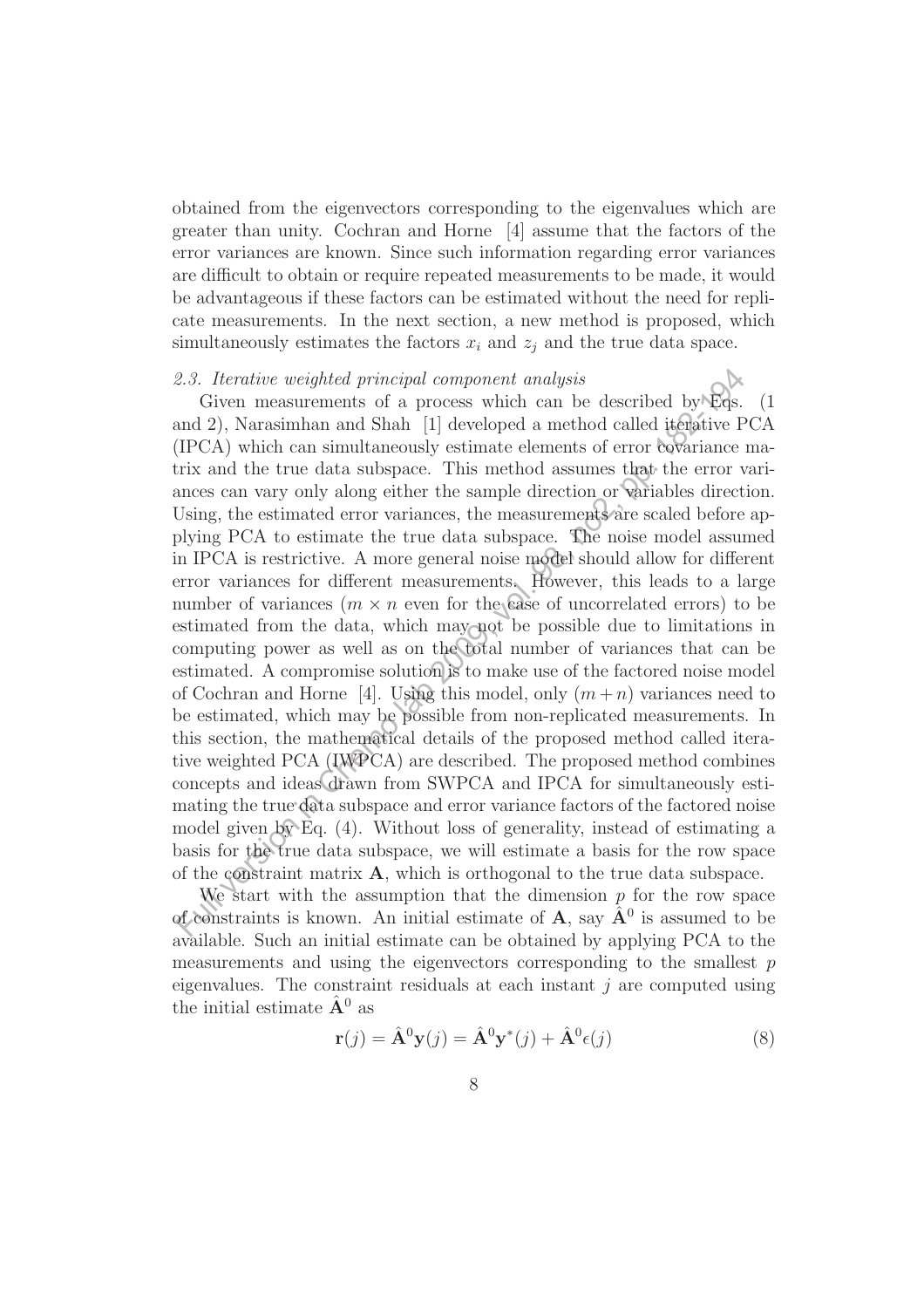obtained from the eigenvectors corresponding to the eigenvalues which are greater than unity. Cochran and Horne [4] assume that the factors of the error variances are known. Since such information regarding error variances are difficult to obtain or require repeated measurements to be made, it would be advantageous if these factors can be estimated without the need for replicate measurements. In the next section, a new method is proposed, which simultaneously estimates the factors $x_i$ and $z_j$ and the true data space.

### *2.3. Iterative weighted principal component analysis*

Given measurements of a process which can be described by Eqs. (1 and 2), Narasimhan and Shah [1] developed a method called iterative PCA (IPCA) which can simultaneously estimate elements of error covariance matrix and the true data subspace. This method assumes that the error variances can vary only along either the sample direction or variables direction. Using, the estimated error variances, the measurements are scaled before applying PCA to estimate the true data subspace. The noise model assumed in IPCA is restrictive. A more general noise model should allow for different error variances for different measurements. However, this leads to a large number of variances ($m \times n$ even for the case of uncorrelated errors) to be estimated from the data, which may not be possible due to limitations in computing power as well as on the total number of variances that can be estimated. A compromise solution is to make use of the factored noise model of Cochran and Horne [4]. Using this model, only $(m+n)$ variances need to be estimated, which may be possible from non-replicated measurements. In this section, the mathematical details of the proposed method called iterative weighted PCA (IWPCA) are described. The proposed method combines concepts and ideas drawn from SWPCA and IPCA for simultaneously estimating the true data subspace and error variance factors of the factored noise model given by Eq. (4). Without loss of generality, instead of estimating a basis for the true data subspace, we will estimate a basis for the row space of the constraint matrix $\mathbf{A}$, which is orthogonal to the true data subspace.

We start with the assumption that the dimension $p$ for the row space of constraints is known. An initial estimate of $\mathbf{A}$, say $\hat{\mathbf{A}}^0$ is assumed to be available. Such an initial estimate can be obtained by applying PCA to the measurements and using the eigenvectors corresponding to the smallest $p$ eigenvalues. The constraint residuals at each instant $j$ are computed using the initial estimate $\hat{\mathbf{A}}^0$ as

$$\mathbf{r}(j) = \hat{\mathbf{A}}^0\mathbf{y}(j) = \hat{\mathbf{A}}^0\mathbf{y}^*(j) + \hat{\mathbf{A}}^0\epsilon(j) \tag{8}$$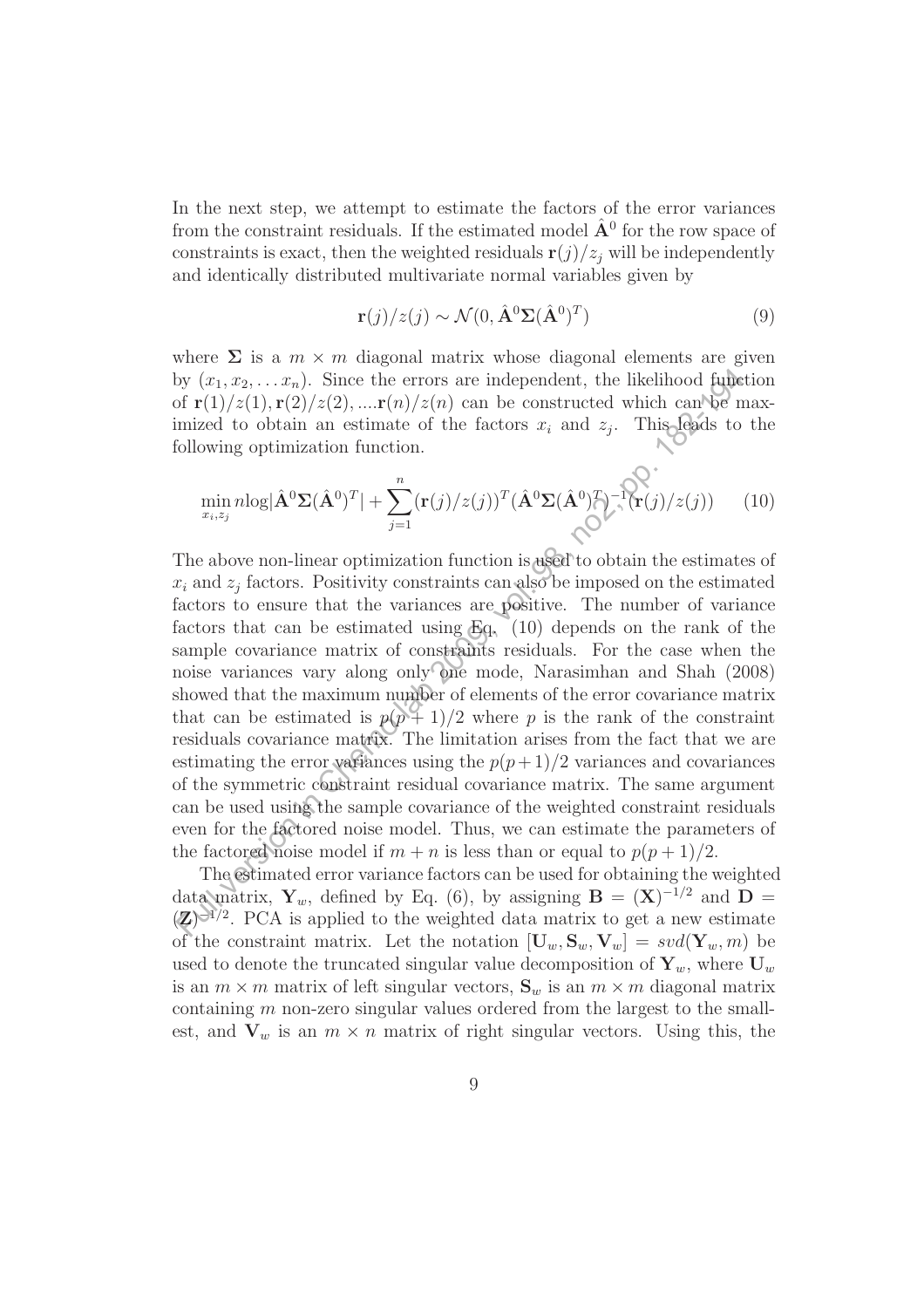In the next step, we attempt to estimate the factors of the error variances from the constraint residuals. If the estimated model $\hat{\mathbf{A}}^0$ for the row space of constraints is exact, then the weighted residuals $\mathbf{r}(j)/z_j$ will be independently and identically distributed multivariate normal variables given by

$$\mathbf{r}(j)/z(j) \sim \mathcal{N}(0, \hat{\mathbf{A}}^0 \mathbf{\Sigma} (\hat{\mathbf{A}}^0)^T) \tag{9}$$

where $\mathbf{\Sigma}$ is a $m \times m$ diagonal matrix whose diagonal elements are given by $(x_1, x_2, \ldots x_n)$. Since the errors are independent, the likelihood function of $\mathbf{r}(1)/z(1), \mathbf{r}(2)/z(2), \ldots \mathbf{r}(n)/z(n)$ can be constructed which can be maximized to obtain an estimate of the factors $x_i$ and $z_j$. This leads to the following optimization function.

$$\min_{x_i, z_j} n\log|\hat{\mathbf{A}}^0 \mathbf{\Sigma} (\hat{\mathbf{A}}^0)^T| + \sum_{j=1}^{n} (\mathbf{r}(j)/z(j))^T (\hat{\mathbf{A}}^0 \mathbf{\Sigma} (\hat{\mathbf{A}}^0)^T)^{-1} (\mathbf{r}(j)/z(j)) \tag{10}$$

The above non-linear optimization function is used to obtain the estimates of $x_i$ and $z_j$ factors. Positivity constraints can also be imposed on the estimated factors to ensure that the variances are positive. The number of variance factors that can be estimated using Eq. (10) depends on the rank of the sample covariance matrix of constraints residuals. For the case when the noise variances vary along only one mode, Narasimhan and Shah (2008) showed that the maximum number of elements of the error covariance matrix that can be estimated is $p(p+1)/2$ where $p$ is the rank of the constraint residuals covariance matrix. The limitation arises from the fact that we are estimating the error variances using the $p(p+1)/2$ variances and covariances of the symmetric constraint residual covariance matrix. The same argument can be used using the sample covariance of the weighted constraint residuals even for the factored noise model. Thus, we can estimate the parameters of the factored noise model if $m + n$ is less than or equal to $p(p+1)/2$.

The estimated error variance factors can be used for obtaining the weighted data matrix, $\mathbf{Y}_w$, defined by Eq. (6), by assigning $\mathbf{B} = (\mathbf{X})^{-1/2}$ and $\mathbf{D} = (\mathbf{Z})^{-1/2}$. PCA is applied to the weighted data matrix to get a new estimate of the constraint matrix. Let the notation $[\mathbf{U}_w, \mathbf{S}_w, \mathbf{V}_w] = svd(\mathbf{Y}_w, m)$ be used to denote the truncated singular value decomposition of $\mathbf{Y}_w$, where $\mathbf{U}_w$ is an $m \times m$ matrix of left singular vectors, $\mathbf{S}_w$ is an $m \times m$ diagonal matrix containing $m$ non-zero singular values ordered from the largest to the smallest, and $\mathbf{V}_w$ is an $m \times n$ matrix of right singular vectors. Using this, the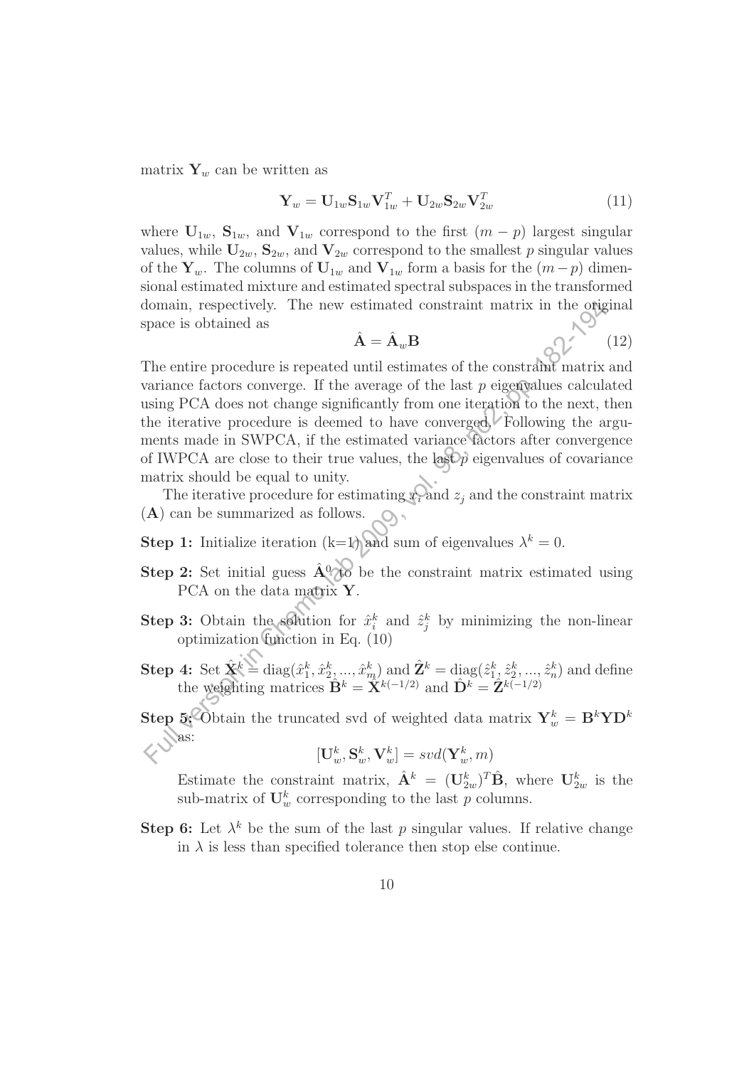matrix $\mathbf{Y}_w$ can be written as

$$\mathbf{Y}_w = \mathbf{U}_{1w}\mathbf{S}_{1w}\mathbf{V}_{1w}^T + \mathbf{U}_{2w}\mathbf{S}_{2w}\mathbf{V}_{2w}^T \tag{11}$$

where $\mathbf{U}_{1w}$, $\mathbf{S}_{1w}$, and $\mathbf{V}_{1w}$ correspond to the first $(m-p)$ largest singular values, while $\mathbf{U}_{2w}$, $\mathbf{S}_{2w}$, and $\mathbf{V}_{2w}$ correspond to the smallest $p$ singular values of the $\mathbf{Y}_w$. The columns of $\mathbf{U}_{1w}$ and $\mathbf{V}_{1w}$ form a basis for the $(m-p)$ dimensional estimated mixture and estimated spectral subspaces in the transformed domain, respectively. The new estimated constraint matrix in the original space is obtained as

$$\hat{\mathbf{A}} = \hat{\mathbf{A}}_w\mathbf{B} \tag{12}$$

The entire procedure is repeated until estimates of the constraint matrix and variance factors converge. If the average of the last $p$ eigenvalues calculated using PCA does not change significantly from one iteration to the next, then the iterative procedure is deemed to have converged. Following the arguments made in SWPCA, if the estimated variance factors after convergence of IWPCA are close to their true values, the last $p$ eigenvalues of covariance matrix should be equal to unity.

The iterative procedure for estimating $x_i$ and $z_j$ and the constraint matrix ($\mathbf{A}$) can be summarized as follows.

**Step 1:** Initialize iteration (k=1) and sum of eigenvalues $\lambda^k = 0$.

**Step 2:** Set initial guess $\hat{\mathbf{A}}^0$ to be the constraint matrix estimated using PCA on the data matrix $\mathbf{Y}$.

**Step 3:** Obtain the solution for $\hat{x}_i^k$ and $\hat{z}_j^k$ by minimizing the non-linear optimization function in Eq. (10)

**Step 4:** Set $\hat{\mathbf{X}}^k = \text{diag}(\hat{x}_1^k, \hat{x}_2^k, ..., \hat{x}_m^k)$ and $\hat{\mathbf{Z}}^k = \text{diag}(\hat{z}_1^k, \hat{z}_2^k, ..., \hat{z}_n^k)$ and define the weighting matrices $\hat{\mathbf{B}}^k = \hat{\mathbf{X}}^{k(-1/2)}$ and $\hat{\mathbf{D}}^k = \hat{\mathbf{Z}}^{k(-1/2)}$

**Step 5:** Obtain the truncated svd of weighted data matrix $\mathbf{Y}_w^k = \mathbf{B}^k\mathbf{Y}\mathbf{D}^k$ as:

$$[\mathbf{U}_w^k, \mathbf{S}_w^k, \mathbf{V}_w^k] = svd(\mathbf{Y}_w^k, m)$$

Estimate the constraint matrix, $\hat{\mathbf{A}}^k = (\mathbf{U}_{2w}^k)^T\hat{\mathbf{B}}$, where $\mathbf{U}_{2w}^k$ is the sub-matrix of $\mathbf{U}_w^k$ corresponding to the last $p$ columns.

**Step 6:** Let $\lambda^k$ be the sum of the last $p$ singular values. If relative change in $\lambda$ is less than specified tolerance then stop else continue.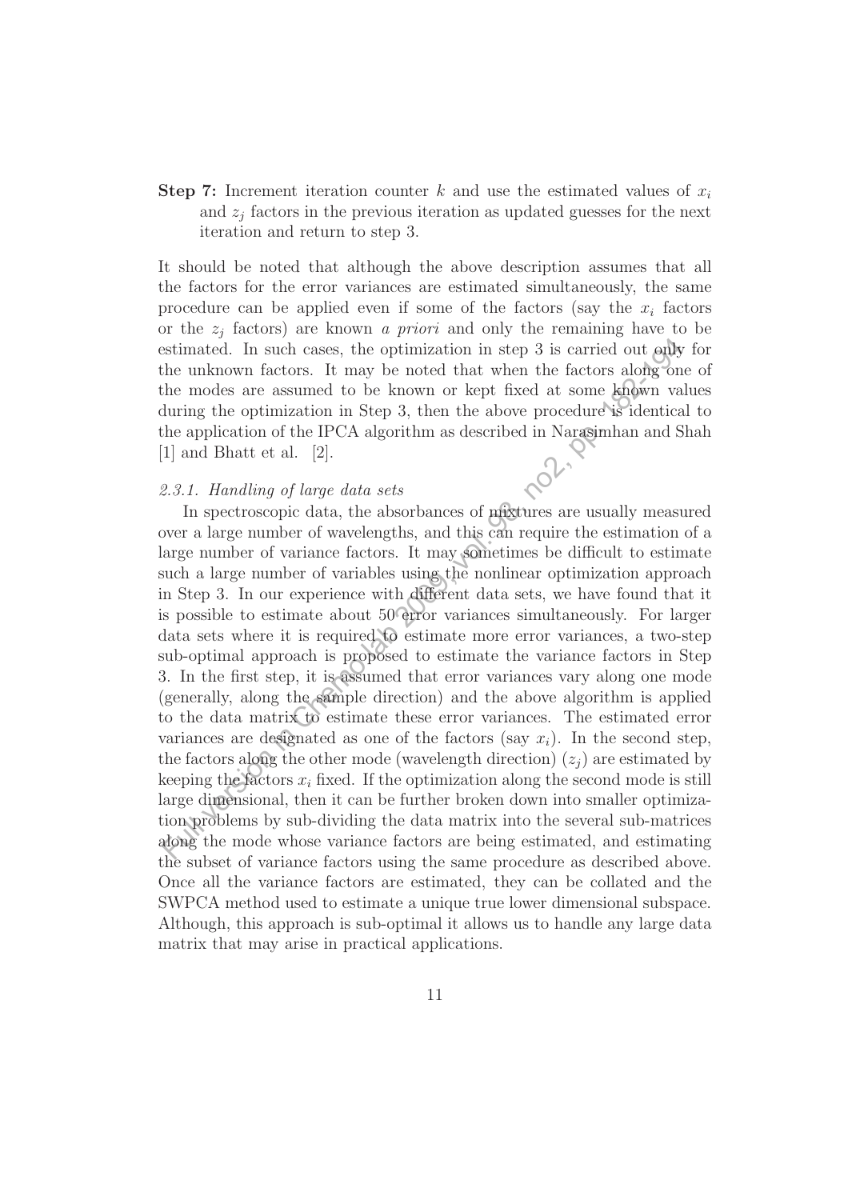**Step 7:** Increment iteration counter $k$ and use the estimated values of $x_i$ and $z_j$ factors in the previous iteration as updated guesses for the next iteration and return to step 3.

It should be noted that although the above description assumes that all the factors for the error variances are estimated simultaneously, the same procedure can be applied even if some of the factors (say the $x_i$ factors or the $z_j$ factors) are known *a priori* and only the remaining have to be estimated. In such cases, the optimization in step 3 is carried out only for the unknown factors. It may be noted that when the factors along one of the modes are assumed to be known or kept fixed at some known values during the optimization in Step 3, then the above procedure is identical to the application of the IPCA algorithm as described in Narasimhan and Shah [1] and Bhatt et al. [2].

### *2.3.1. Handling of large data sets*

In spectroscopic data, the absorbances of mixtures are usually measured over a large number of wavelengths, and this can require the estimation of a large number of variance factors. It may sometimes be difficult to estimate such a large number of variables using the nonlinear optimization approach in Step 3. In our experience with different data sets, we have found that it is possible to estimate about 50 error variances simultaneously. For larger data sets where it is required to estimate more error variances, a two-step sub-optimal approach is proposed to estimate the variance factors in Step 3. In the first step, it is assumed that error variances vary along one mode (generally, along the sample direction) and the above algorithm is applied to the data matrix to estimate these error variances. The estimated error variances are designated as one of the factors (say $x_i$). In the second step, the factors along the other mode (wavelength direction) ($z_j$) are estimated by keeping the factors $x_i$ fixed. If the optimization along the second mode is still large dimensional, then it can be further broken down into smaller optimization problems by sub-dividing the data matrix into the several sub-matrices along the mode whose variance factors are being estimated, and estimating the subset of variance factors using the same procedure as described above. Once all the variance factors are estimated, they can be collated and the SWPCA method used to estimate a unique true lower dimensional subspace. Although, this approach is sub-optimal it allows us to handle any large data matrix that may arise in practical applications.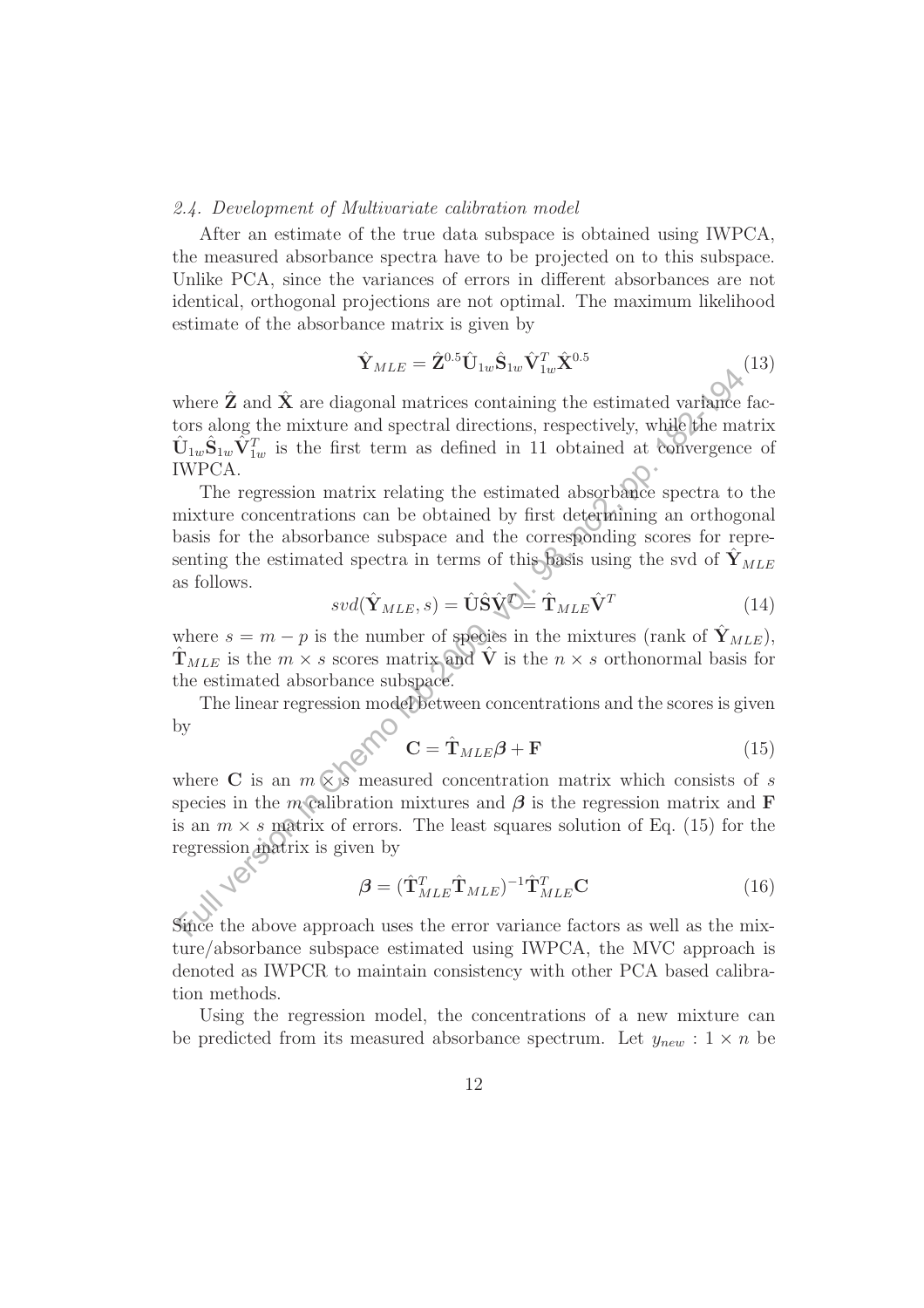*2.4. Development of Multivariate calibration model*

After an estimate of the true data subspace is obtained using IWPCA, the measured absorbance spectra have to be projected on to this subspace. Unlike PCA, since the variances of errors in different absorbances are not identical, orthogonal projections are not optimal. The maximum likelihood estimate of the absorbance matrix is given by

$$\hat{\mathbf{Y}}_{MLE} = \hat{\mathbf{Z}}^{0.5}\hat{\mathbf{U}}_{1w}\hat{\mathbf{S}}_{1w}\hat{\mathbf{V}}_{1w}^{T}\hat{\mathbf{X}}^{0.5} \tag{13}$$

where $\hat{\mathbf{Z}}$ and $\hat{\mathbf{X}}$ are diagonal matrices containing the estimated variance factors along the mixture and spectral directions, respectively, while the matrix $\hat{\mathbf{U}}_{1w}\hat{\mathbf{S}}_{1w}\hat{\mathbf{V}}_{1w}^{T}$ is the first term as defined in 11 obtained at convergence of IWPCA.

The regression matrix relating the estimated absorbance spectra to the mixture concentrations can be obtained by first determining an orthogonal basis for the absorbance subspace and the corresponding scores for representing the estimated spectra in terms of this basis using the svd of $\hat{\mathbf{Y}}_{MLE}$ as follows.

$$svd(\hat{\mathbf{Y}}_{MLE}, s) = \hat{\mathbf{U}}\hat{\mathbf{S}}\hat{\mathbf{V}}^{T} = \hat{\mathbf{T}}_{MLE}\hat{\mathbf{V}}^{T} \tag{14}$$

where $s = m - p$ is the number of species in the mixtures (rank of $\hat{\mathbf{Y}}_{MLE}$), $\hat{\mathbf{T}}_{MLE}$ is the $m \times s$ scores matrix and $\hat{\mathbf{V}}$ is the $n \times s$ orthonormal basis for the estimated absorbance subspace.

The linear regression model between concentrations and the scores is given by

$$\mathbf{C} = \hat{\mathbf{T}}_{MLE}\boldsymbol{\beta} + \mathbf{F} \tag{15}$$

where $\mathbf{C}$ is an $m \times s$ measured concentration matrix which consists of $s$ species in the $m$ calibration mixtures and $\boldsymbol{\beta}$ is the regression matrix and $\mathbf{F}$ is an $m \times s$ matrix of errors. The least squares solution of Eq. (15) for the regression matrix is given by

$$\boldsymbol{\beta} = (\hat{\mathbf{T}}_{MLE}^{T}\hat{\mathbf{T}}_{MLE})^{-1}\hat{\mathbf{T}}_{MLE}^{T}\mathbf{C} \tag{16}$$

Since the above approach uses the error variance factors as well as the mixture/absorbance subspace estimated using IWPCA, the MVC approach is denoted as IWPCR to maintain consistency with other PCA based calibration methods.

Using the regression model, the concentrations of a new mixture can be predicted from its measured absorbance spectrum. Let $y_{new} : 1 \times n$ be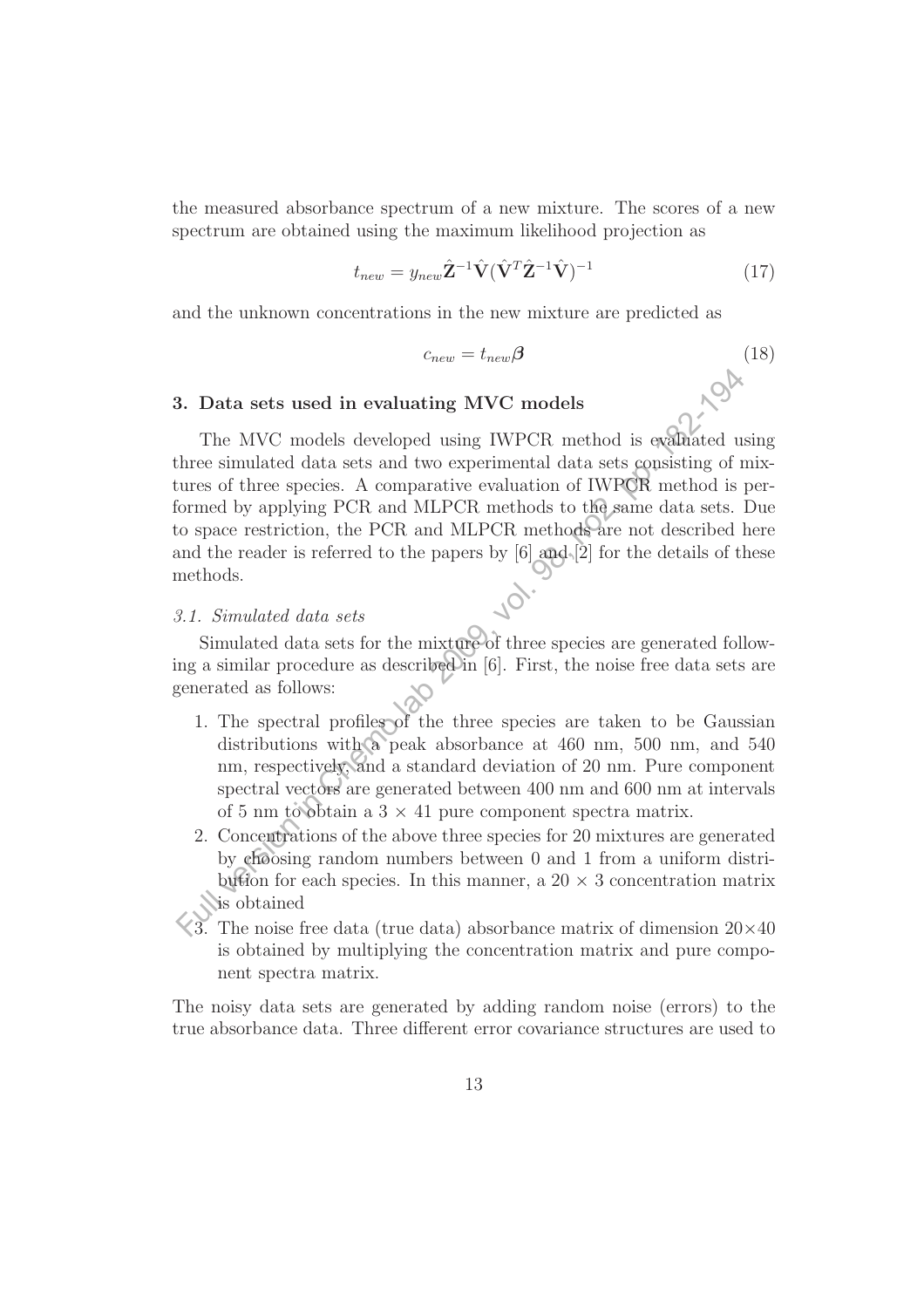the measured absorbance spectrum of a new mixture. The scores of a new spectrum are obtained using the maximum likelihood projection as

$$t_{new} = y_{new}\hat{\mathbf{Z}}^{-1}\hat{\mathbf{V}}(\hat{\mathbf{V}}^T\hat{\mathbf{Z}}^{-1}\hat{\mathbf{V}})^{-1} \tag{17}$$

and the unknown concentrations in the new mixture are predicted as

$$c_{new} = t_{new}\boldsymbol{\beta} \tag{18}$$

## 3. Data sets used in evaluating MVC models

The MVC models developed using IWPCR method is evaluated using three simulated data sets and two experimental data sets consisting of mixtures of three species. A comparative evaluation of IWPCR method is performed by applying PCR and MLPCR methods to the same data sets. Due to space restriction, the PCR and MLPCR methods are not described here and the reader is referred to the papers by [6] and [2] for the details of these methods.

### *3.1. Simulated data sets*

Simulated data sets for the mixture of three species are generated following a similar procedure as described in [6]. First, the noise free data sets are generated as follows:

1. The spectral profiles of the three species are taken to be Gaussian distributions with a peak absorbance at 460 nm, 500 nm, and 540 nm, respectively, and a standard deviation of 20 nm. Pure component spectral vectors are generated between 400 nm and 600 nm at intervals of 5 nm to obtain a $3 \times 41$ pure component spectra matrix.
2. Concentrations of the above three species for 20 mixtures are generated by choosing random numbers between 0 and 1 from a uniform distribution for each species. In this manner, a $20 \times 3$ concentration matrix is obtained
3. The noise free data (true data) absorbance matrix of dimension $20\times40$ is obtained by multiplying the concentration matrix and pure component spectra matrix.

The noisy data sets are generated by adding random noise (errors) to the true absorbance data. Three different error covariance structures are used to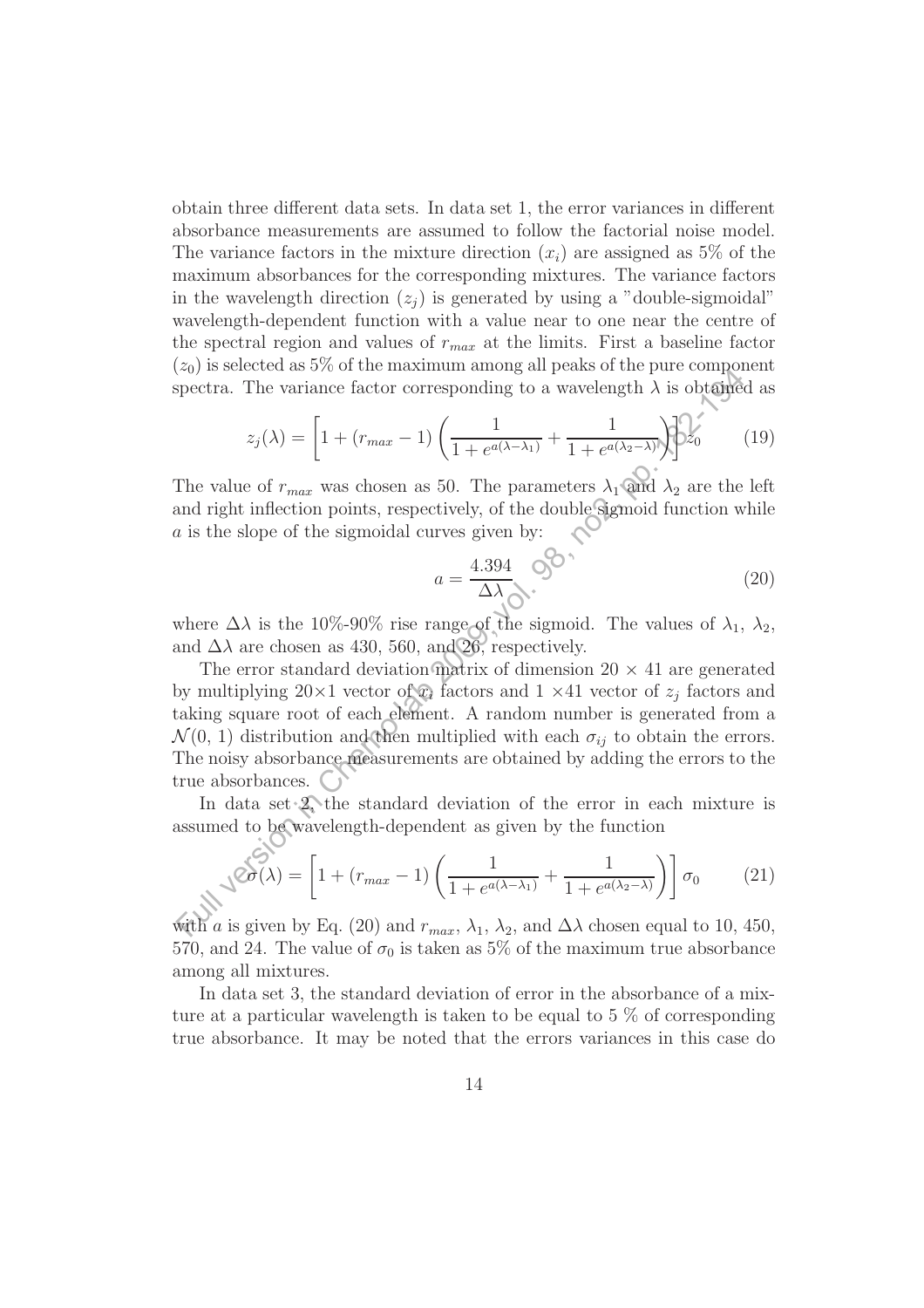obtain three different data sets. In data set 1, the error variances in different absorbance measurements are assumed to follow the factorial noise model. The variance factors in the mixture direction $(x_i)$ are assigned as 5% of the maximum absorbances for the corresponding mixtures. The variance factors in the wavelength direction $(z_j)$ is generated by using a "double-sigmoidal" wavelength-dependent function with a value near to one near the centre of the spectral region and values of $r_{max}$ at the limits. First a baseline factor $(z_0)$ is selected as 5% of the maximum among all peaks of the pure component spectra. The variance factor corresponding to a wavelength $\lambda$ is obtained as

$$z_j(\lambda) = \left[1 + (r_{max} - 1)\left(\frac{1}{1 + e^{a(\lambda - \lambda_1)}} + \frac{1}{1 + e^{a(\lambda_2 - \lambda)}}\right)\right] z_0 \tag{19}$$

The value of $r_{max}$ was chosen as 50. The parameters $\lambda_1$ and $\lambda_2$ are the left and right inflection points, respectively, of the double sigmoid function while $a$ is the slope of the sigmoidal curves given by:

$$a = \frac{4.394}{\Delta\lambda} \tag{20}$$

where $\Delta\lambda$ is the 10%-90% rise range of the sigmoid. The values of $\lambda_1$, $\lambda_2$, and $\Delta\lambda$ are chosen as 430, 560, and 26, respectively.

The error standard deviation matrix of dimension $20 \times 41$ are generated by multiplying $20 \times 1$ vector of $x_i$ factors and $1 \times 41$ vector of $z_j$ factors and taking square root of each element. A random number is generated from a $\mathcal{N}(0, 1)$ distribution and then multiplied with each $\sigma_{ij}$ to obtain the errors. The noisy absorbance measurements are obtained by adding the errors to the true absorbances.

In data set 2, the standard deviation of the error in each mixture is assumed to be wavelength-dependent as given by the function

$$\sigma(\lambda) = \left[1 + (r_{max} - 1)\left(\frac{1}{1 + e^{a(\lambda - \lambda_1)}} + \frac{1}{1 + e^{a(\lambda_2 - \lambda)}}\right)\right] \sigma_0 \tag{21}$$

with $a$ is given by Eq. (20) and $r_{max}$, $\lambda_1$, $\lambda_2$, and $\Delta\lambda$ chosen equal to 10, 450, 570, and 24. The value of $\sigma_0$ is taken as 5% of the maximum true absorbance among all mixtures.

In data set 3, the standard deviation of error in the absorbance of a mixture at a particular wavelength is taken to be equal to 5 % of corresponding true absorbance. It may be noted that the errors variances in this case do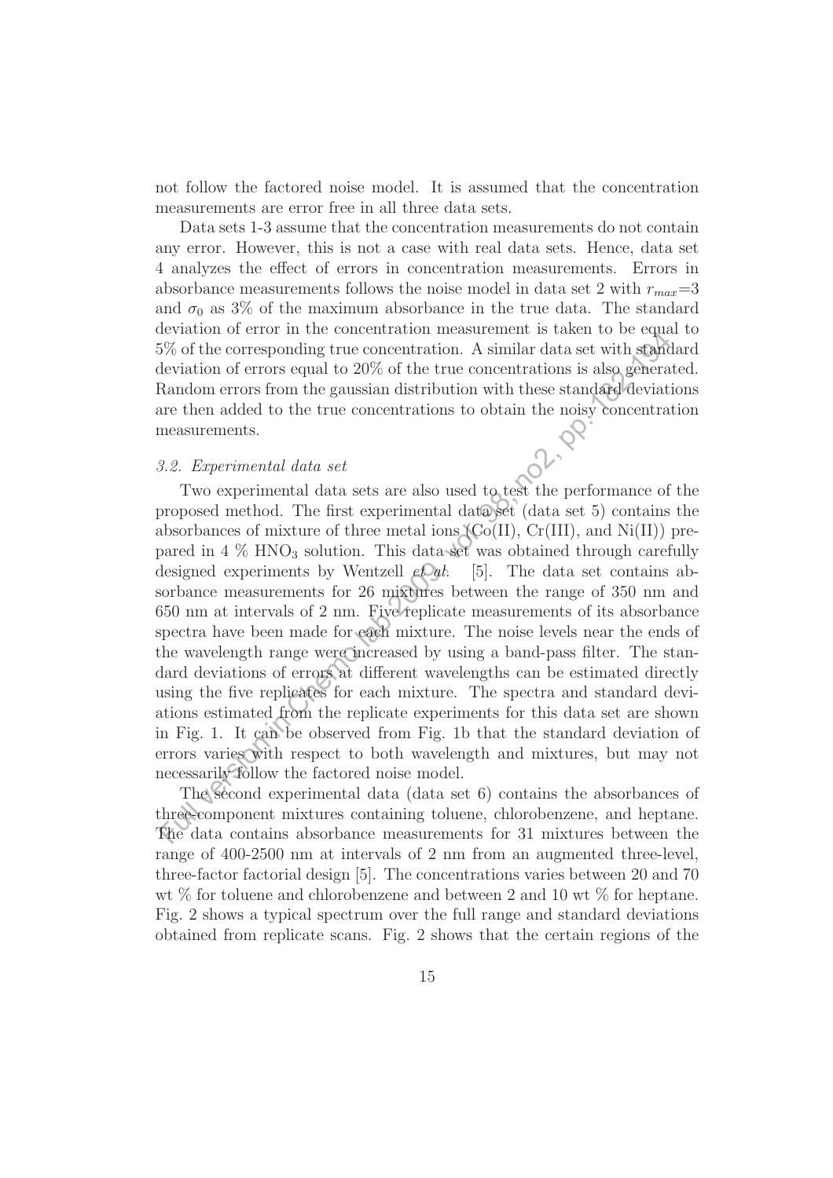not follow the factored noise model. It is assumed that the concentration measurements are error free in all three data sets.

Data sets 1-3 assume that the concentration measurements do not contain any error. However, this is not a case with real data sets. Hence, data set 4 analyzes the effect of errors in concentration measurements. Errors in absorbance measurements follows the noise model in data set 2 with $r_{max}$=3 and $\sigma_0$ as 3% of the maximum absorbance in the true data. The standard deviation of error in the concentration measurement is taken to be equal to 5% of the corresponding true concentration. A similar data set with standard deviation of errors equal to 20% of the true concentrations is also generated. Random errors from the gaussian distribution with these standard deviations are then added to the true concentrations to obtain the noisy concentration measurements.

### *3.2. Experimental data set*

Two experimental data sets are also used to test the performance of the proposed method. The first experimental data set (data set 5) contains the absorbances of mixture of three metal ions (Co(II), Cr(III), and Ni(II)) prepared in 4 % $HNO_3$ solution. This data set was obtained through carefully designed experiments by Wentzell *et al.* [5]. The data set contains absorbance measurements for 26 mixtures between the range of 350 nm and 650 nm at intervals of 2 nm. Five replicate measurements of its absorbance spectra have been made for each mixture. The noise levels near the ends of the wavelength range were increased by using a band-pass filter. The standard deviations of errors at different wavelengths can be estimated directly using the five replicates for each mixture. The spectra and standard deviations estimated from the replicate experiments for this data set are shown in Fig. 1. It can be observed from Fig. 1b that the standard deviation of errors varies with respect to both wavelength and mixtures, but may not necessarily follow the factored noise model.

The second experimental data (data set 6) contains the absorbances of three-component mixtures containing toluene, chlorobenzene, and heptane. The data contains absorbance measurements for 31 mixtures between the range of 400-2500 nm at intervals of 2 nm from an augmented three-level, three-factor factorial design [5]. The concentrations varies between 20 and 70 wt % for toluene and chlorobenzene and between 2 and 10 wt % for heptane. Fig. 2 shows a typical spectrum over the full range and standard deviations obtained from replicate scans. Fig. 2 shows that the certain regions of the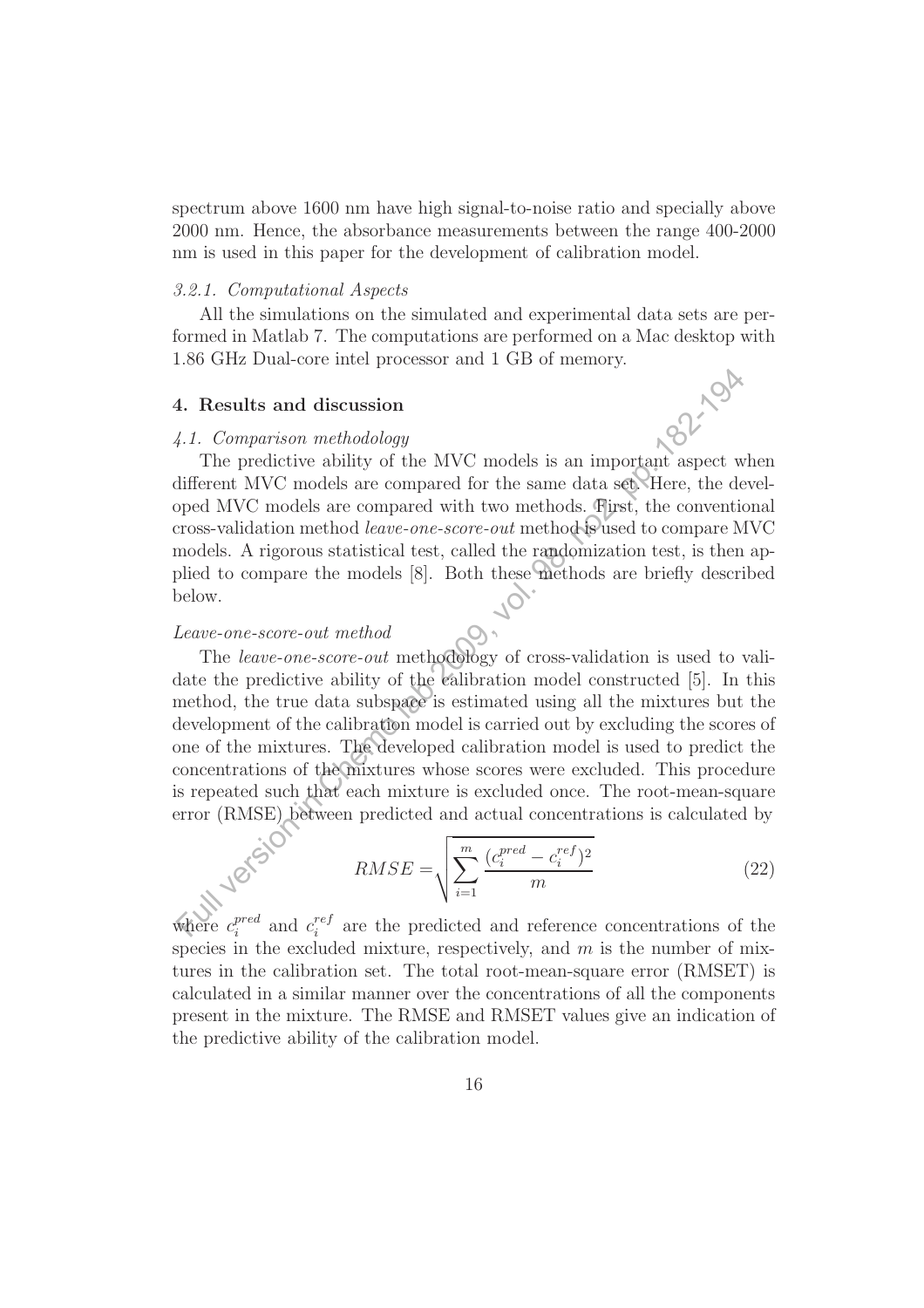spectrum above 1600 nm have high signal-to-noise ratio and specially above 2000 nm. Hence, the absorbance measurements between the range 400-2000 nm is used in this paper for the development of calibration model.

#### *3.2.1. Computational Aspects*

All the simulations on the simulated and experimental data sets are performed in Matlab 7. The computations are performed on a Mac desktop with 1.86 GHz Dual-core intel processor and 1 GB of memory.

## 4. Results and discussion

### *4.1. Comparison methodology*

The predictive ability of the MVC models is an important aspect when different MVC models are compared for the same data set. Here, the developed MVC models are compared with two methods. First, the conventional cross-validation method *leave-one-score-out* method is used to compare MVC models. A rigorous statistical test, called the randomization test, is then applied to compare the models [8]. Both these methods are briefly described below.

#### *Leave-one-score-out method*

The *leave-one-score-out* methodology of cross-validation is used to validate the predictive ability of the calibration model constructed [5]. In this method, the true data subspace is estimated using all the mixtures but the development of the calibration model is carried out by excluding the scores of one of the mixtures. The developed calibration model is used to predict the concentrations of the mixtures whose scores were excluded. This procedure is repeated such that each mixture is excluded once. The root-mean-square error (RMSE) between predicted and actual concentrations is calculated by

$$RMSE = \sqrt{\sum_{i=1}^{m} \frac{(c_i^{pred} - c_i^{ref})^2}{m}} \tag{22}$$

where $c_i^{pred}$ and $c_i^{ref}$ are the predicted and reference concentrations of the species in the excluded mixture, respectively, and $m$ is the number of mixtures in the calibration set. The total root-mean-square error (RMSET) is calculated in a similar manner over the concentrations of all the components present in the mixture. The RMSE and RMSET values give an indication of the predictive ability of the calibration model.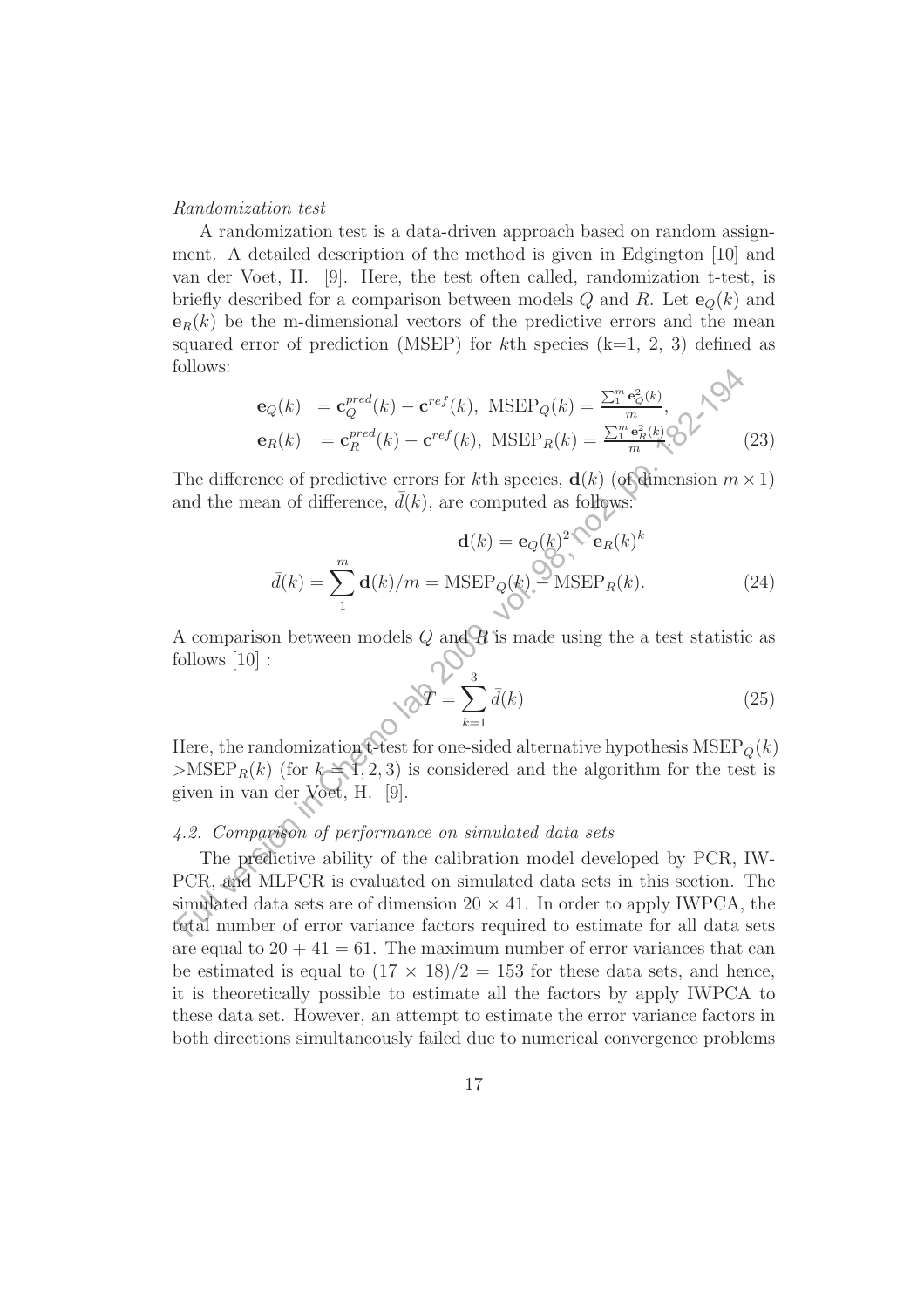*Randomization test*

A randomization test is a data-driven approach based on random assignment. A detailed description of the method is given in Edgington [10] and van der Voet, H. [9]. Here, the test often called, randomization t-test, is briefly described for a comparison between models $Q$ and $R$. Let $\mathbf{e}_Q(k)$ and $\mathbf{e}_R(k)$ be the m-dimensional vectors of the predictive errors and the mean squared error of prediction (MSEP) for $k$th species (k=1, 2, 3) defined as follows:

$$
\begin{aligned}
\mathbf{e}_Q(k) &= \mathbf{c}_Q^{pred}(k) - \mathbf{c}^{ref}(k),\ \mathrm{MSEP}_Q(k) = \frac{\sum_1^m \mathbf{e}_Q^2(k)}{m}, \\
\mathbf{e}_R(k) &= \mathbf{c}_R^{pred}(k) - \mathbf{c}^{ref}(k),\ \mathrm{MSEP}_R(k) = \frac{\sum_1^m \mathbf{e}_R^2(k)}{m}.
\end{aligned} \tag{23}
$$

The difference of predictive errors for $k$th species, $\mathbf{d}(k)$ (of dimension $m \times 1$) and the mean of difference, $\bar{d}(k)$, are computed as follows:

$$
\begin{aligned}
\mathbf{d}(k) &= \mathbf{e}_Q(k)^2 - \mathbf{e}_R(k)^k \\
\bar{d}(k) = \sum_1^m \mathbf{d}(k)/m &= \mathrm{MSEP}_Q(k) - \mathrm{MSEP}_R(k).
\end{aligned} \tag{24}
$$

A comparison between models $Q$ and $R$ is made using the a test statistic as follows [10] :

$$
T = \sum_{k=1}^{3} \bar{d}(k) \tag{25}
$$

Here, the randomization t-test for one-sided alternative hypothesis $\mathrm{MSEP}_Q(k) > \mathrm{MSEP}_R(k)$ (for $k = 1, 2, 3$) is considered and the algorithm for the test is given in van der Voet, H. [9].

### *4.2. Comparison of performance on simulated data sets*

The predictive ability of the calibration model developed by PCR, IWPCR, and MLPCR is evaluated on simulated data sets in this section. The simulated data sets are of dimension $20 \times 41$. In order to apply IWPCA, the total number of error variance factors required to estimate for all data sets are equal to $20 + 41 = 61$. The maximum number of error variances that can be estimated is equal to $(17 \times 18)/2 = 153$ for these data sets, and hence, it is theoretically possible to estimate all the factors by apply IWPCA to these data set. However, an attempt to estimate the error variance factors in both directions simultaneously failed due to numerical convergence problems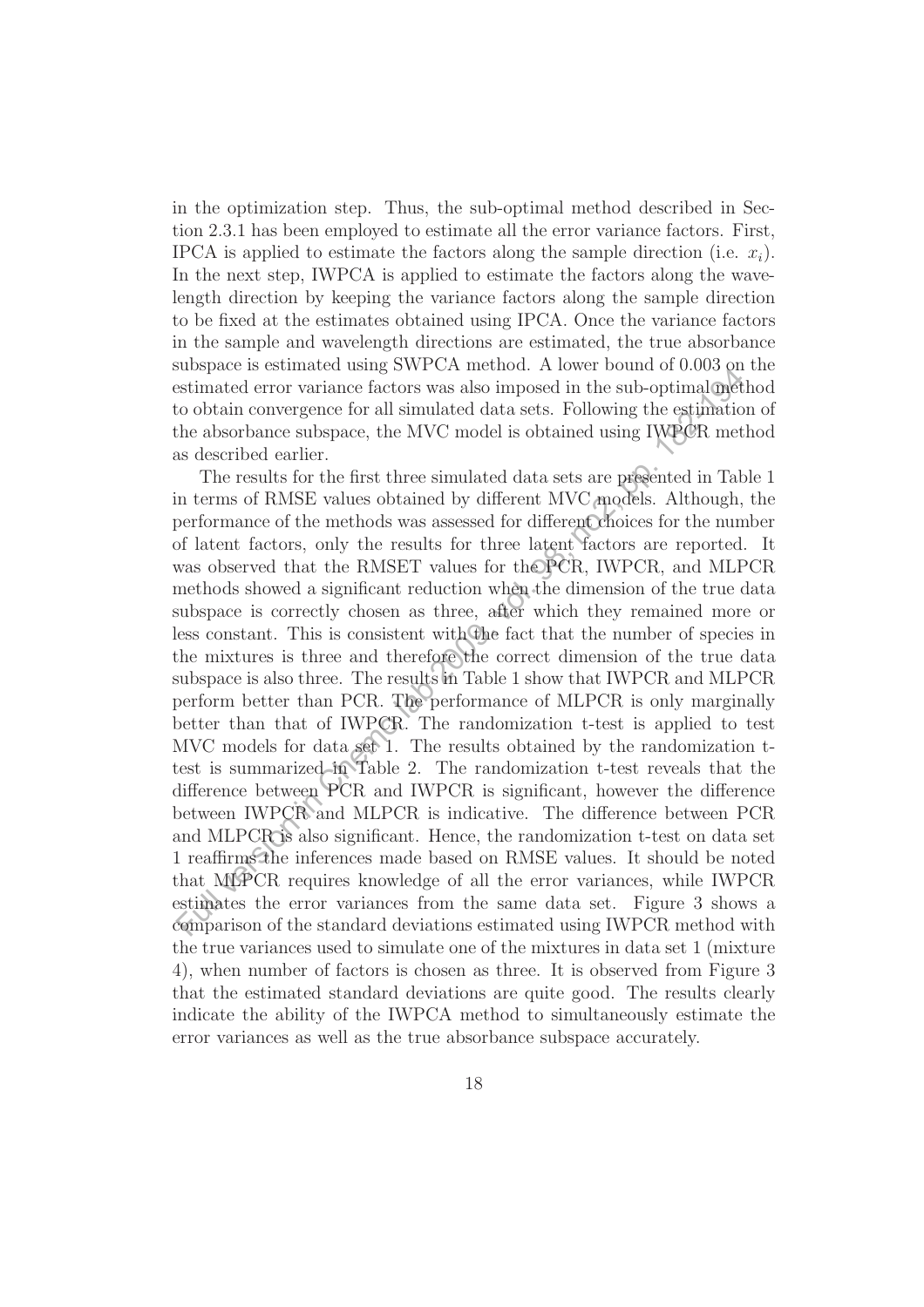in the optimization step. Thus, the sub-optimal method described in Section 2.3.1 has been employed to estimate all the error variance factors. First, IPCA is applied to estimate the factors along the sample direction (i.e. $x_i$). In the next step, IWPCA is applied to estimate the factors along the wavelength direction by keeping the variance factors along the sample direction to be fixed at the estimates obtained using IPCA. Once the variance factors in the sample and wavelength directions are estimated, the true absorbance subspace is estimated using SWPCA method. A lower bound of 0.003 on the estimated error variance factors was also imposed in the sub-optimal method to obtain convergence for all simulated data sets. Following the estimation of the absorbance subspace, the MVC model is obtained using IWPCR method as described earlier.

The results for the first three simulated data sets are presented in Table 1 in terms of RMSE values obtained by different MVC models. Although, the performance of the methods was assessed for different choices for the number of latent factors, only the results for three latent factors are reported. It was observed that the RMSET values for the PCR, IWPCR, and MLPCR methods showed a significant reduction when the dimension of the true data subspace is correctly chosen as three, after which they remained more or less constant. This is consistent with the fact that the number of species in the mixtures is three and therefore the correct dimension of the true data subspace is also three. The results in Table 1 show that IWPCR and MLPCR perform better than PCR. The performance of MLPCR is only marginally better than that of IWPCR. The randomization t-test is applied to test MVC models for data set 1. The results obtained by the randomization t-test is summarized in Table 2. The randomization t-test reveals that the difference between PCR and IWPCR is significant, however the difference between IWPCR and MLPCR is indicative. The difference between PCR and MLPCR is also significant. Hence, the randomization t-test on data set 1 reaffirms the inferences made based on RMSE values. It should be noted that MLPCR requires knowledge of all the error variances, while IWPCR estimates the error variances from the same data set. Figure 3 shows a comparison of the standard deviations estimated using IWPCR method with the true variances used to simulate one of the mixtures in data set 1 (mixture 4), when number of factors is chosen as three. It is observed from Figure 3 that the estimated standard deviations are quite good. The results clearly indicate the ability of the IWPCA method to simultaneously estimate the error variances as well as the true absorbance subspace accurately.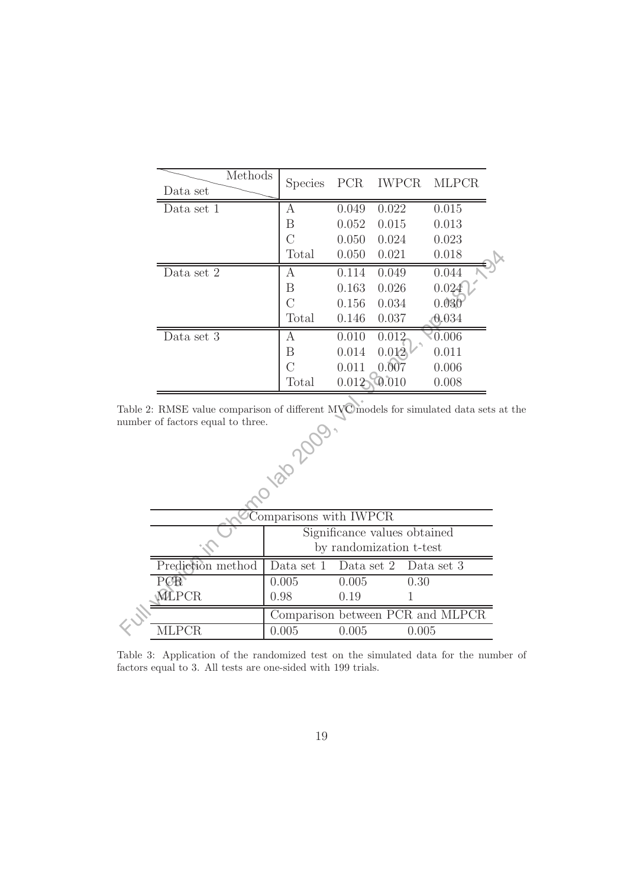| Data set \ Methods | Species | PCR | IWPCR | MLPCR |
|---|---|---|---|---|
| Data set 1 | A | 0.049 | 0.022 | 0.015 |
| | B | 0.052 | 0.015 | 0.013 |
| | C | 0.050 | 0.024 | 0.023 |
| | Total | 0.050 | 0.021 | 0.018 |
| Data set 2 | A | 0.114 | 0.049 | 0.044 |
| | B | 0.163 | 0.026 | 0.024 |
| | C | 0.156 | 0.034 | 0.030 |
| | Total | 0.146 | 0.037 | 0.034 |
| Data set 3 | A | 0.010 | 0.012 | 0.006 |
| | B | 0.014 | 0.012 | 0.011 |
| | C | 0.011 | 0.007 | 0.006 |
| | Total | 0.012 | 0.010 | 0.008 |

Table 2: RMSE value comparison of different MVC models for simulated data sets at the number of factors equal to three.

| Comparisons with IWPCR | | | |
|---|---|---|---|
| | Significance values obtained by randomization t-test | | |
| Prediction method | Data set 1 | Data set 2 | Data set 3 |
| PCR | 0.005 | 0.005 | 0.30 |
| MLPCR | 0.98 | 0.19 | 1 |
| | Comparison between PCR and MLPCR | | |
| MLPCR | 0.005 | 0.005 | 0.005 |

Table 3: Application of the randomized test on the simulated data for the number of factors equal to 3. All tests are one-sided with 199 trials.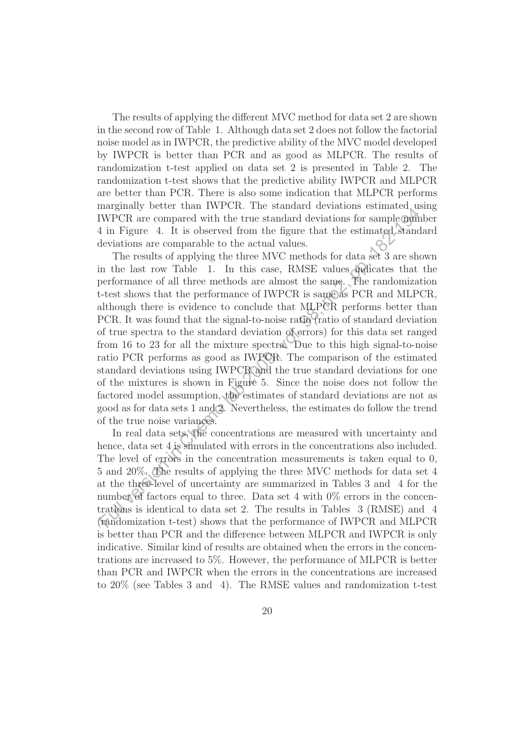The results of applying the different MVC method for data set 2 are shown in the second row of Table 1. Although data set 2 does not follow the factorial noise model as in IWPCR, the predictive ability of the MVC model developed by IWPCR is better than PCR and as good as MLPCR. The results of randomization t-test applied on data set 2 is presented in Table 2. The randomization t-test shows that the predictive ability IWPCR and MLPCR are better than PCR. There is also some indication that MLPCR performs marginally better than IWPCR. The standard deviations estimated using IWPCR are compared with the true standard deviations for sample number 4 in Figure 4. It is observed from the figure that the estimated standard deviations are comparable to the actual values.

The results of applying the three MVC methods for data set 3 are shown in the last row Table 1. In this case, RMSE values indicates that the performance of all three methods are almost the same. The randomization t-test shows that the performance of IWPCR is same as PCR and MLPCR, although there is evidence to conclude that MLPCR performs better than PCR. It was found that the signal-to-noise ratio (ratio of standard deviation of true spectra to the standard deviation of errors) for this data set ranged from 16 to 23 for all the mixture spectra. Due to this high signal-to-noise ratio PCR performs as good as IWPCR. The comparison of the estimated standard deviations using IWPCR and the true standard deviations for one of the mixtures is shown in Figure 5. Since the noise does not follow the factored model assumption, the estimates of standard deviations are not as good as for data sets 1 and 2. Nevertheless, the estimates do follow the trend of the true noise variances.

In real data sets, the concentrations are measured with uncertainty and hence, data set 4 is simulated with errors in the concentrations also included. The level of errors in the concentration measurements is taken equal to 0, 5 and 20%. The results of applying the three MVC methods for data set 4 at the three-level of uncertainty are summarized in Tables 3 and 4 for the number of factors equal to three. Data set 4 with 0% errors in the concentrations is identical to data set 2. The results in Tables 3 (RMSE) and 4 (randomization t-test) shows that the performance of IWPCR and MLPCR is better than PCR and the difference between MLPCR and IWPCR is only indicative. Similar kind of results are obtained when the errors in the concentrations are increased to 5%. However, the performance of MLPCR is better than PCR and IWPCR when the errors in the concentrations are increased to 20% (see Tables 3 and 4). The RMSE values and randomization t-test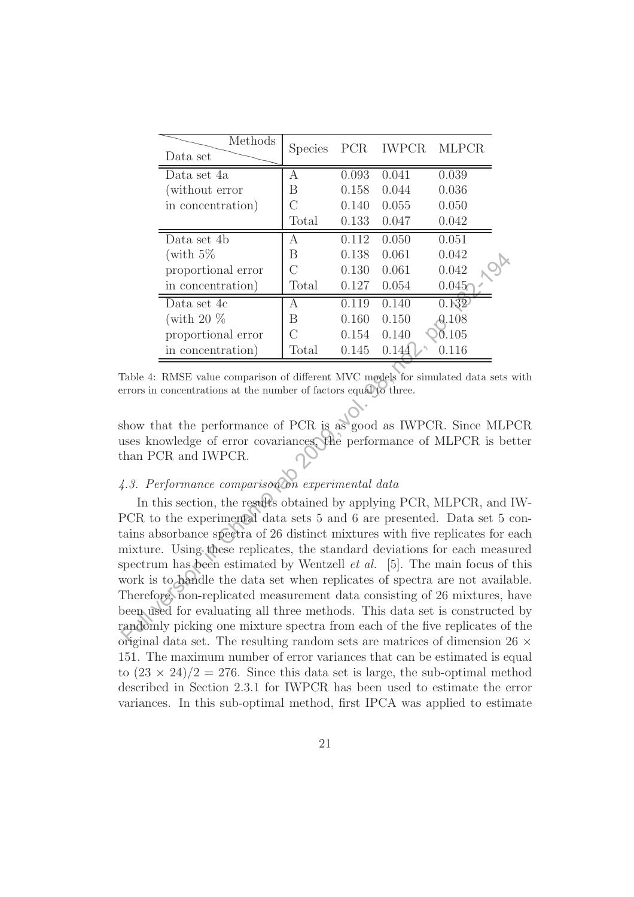| Data set \ Methods | Species | PCR | IWPCR | MLPCR |
|---|---|---|---|---|
| Data set 4a (without error in concentration) | A | 0.093 | 0.041 | 0.039 |
| | B | 0.158 | 0.044 | 0.036 |
| | C | 0.140 | 0.055 | 0.050 |
| | Total | 0.133 | 0.047 | 0.042 |
| Data set 4b (with 5% proportional error in concentration) | A | 0.112 | 0.050 | 0.051 |
| | B | 0.138 | 0.061 | 0.042 |
| | C | 0.130 | 0.061 | 0.042 |
| | Total | 0.127 | 0.054 | 0.045 |
| Data set 4c (with 20 % proportional error in concentration) | A | 0.119 | 0.140 | 0.132 |
| | B | 0.160 | 0.150 | 0.108 |
| | C | 0.154 | 0.140 | 0.105 |
| | Total | 0.145 | 0.144 | 0.116 |

Table 4: RMSE value comparison of different MVC models for simulated data sets with errors in concentrations at the number of factors equal to three.

show that the performance of PCR is as good as IWPCR. Since MLPCR uses knowledge of error covariances, the performance of MLPCR is better than PCR and IWPCR.

### *4.3. Performance comparison on experimental data*

In this section, the results obtained by applying PCR, MLPCR, and IWPCR to the experimental data sets 5 and 6 are presented. Data set 5 contains absorbance spectra of 26 distinct mixtures with five replicates for each mixture. Using these replicates, the standard deviations for each measured spectrum has been estimated by Wentzell *et al.* [5]. The main focus of this work is to handle the data set when replicates of spectra are not available. Therefore, non-replicated measurement data consisting of 26 mixtures, have been used for evaluating all three methods. This data set is constructed by randomly picking one mixture spectra from each of the five replicates of the original data set. The resulting random sets are matrices of dimension $26 \times 151$. The maximum number of error variances that can be estimated is equal to $(23 \times 24)/2 = 276$. Since this data set is large, the sub-optimal method described in Section 2.3.1 for IWPCR has been used to estimate the error variances. In this sub-optimal method, first IPCA was applied to estimate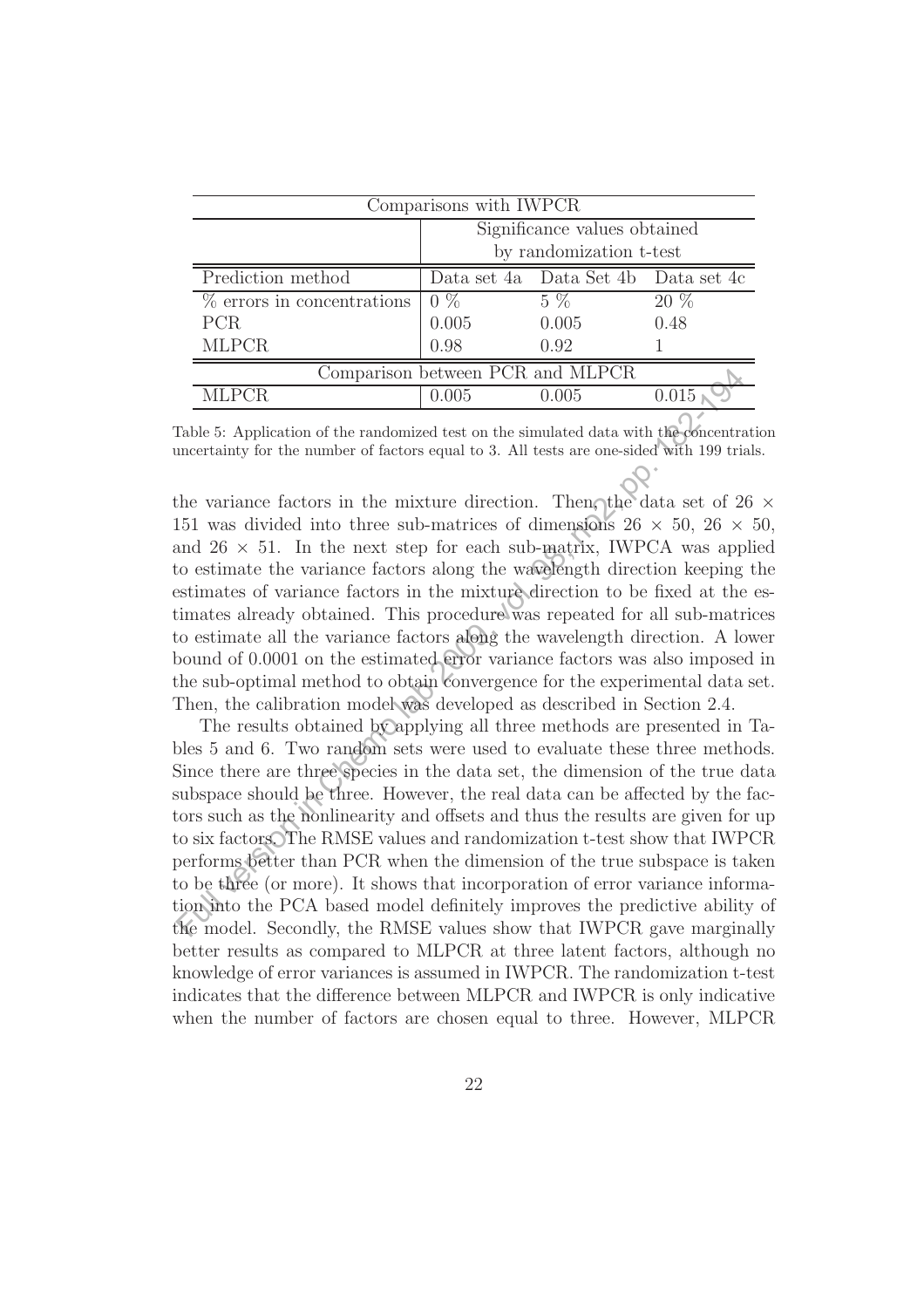| Comparisons with IWPCR | | | |
|---|---|---|---|
| | Significance values obtained by randomization t-test | | |
| Prediction method | Data set 4a | Data Set 4b | Data set 4c |
| % errors in concentrations | 0 % | 5 % | 20 % |
| PCR | 0.005 | 0.005 | 0.48 |
| MLPCR | 0.98 | 0.92 | 1 |
| Comparison between PCR and MLPCR | | | |
| MLPCR | 0.005 | 0.005 | 0.015 |

Table 5: Application of the randomized test on the simulated data with the concentration uncertainty for the number of factors equal to 3. All tests are one-sided with 199 trials.

the variance factors in the mixture direction. Then, the data set of $26 \times 151$ was divided into three sub-matrices of dimensions $26 \times 50$, $26 \times 50$, and $26 \times 51$. In the next step for each sub-matrix, IWPCA was applied to estimate the variance factors along the wavelength direction keeping the estimates of variance factors in the mixture direction to be fixed at the estimates already obtained. This procedure was repeated for all sub-matrices to estimate all the variance factors along the wavelength direction. A lower bound of 0.0001 on the estimated error variance factors was also imposed in the sub-optimal method to obtain convergence for the experimental data set. Then, the calibration model was developed as described in Section 2.4.

The results obtained by applying all three methods are presented in Tables 5 and 6. Two random sets were used to evaluate these three methods. Since there are three species in the data set, the dimension of the true data subspace should be three. However, the real data can be affected by the factors such as the nonlinearity and offsets and thus the results are given for up to six factors. The RMSE values and randomization t-test show that IWPCR performs better than PCR when the dimension of the true subspace is taken to be three (or more). It shows that incorporation of error variance information into the PCA based model definitely improves the predictive ability of the model. Secondly, the RMSE values show that IWPCR gave marginally better results as compared to MLPCR at three latent factors, although no knowledge of error variances is assumed in IWPCR. The randomization t-test indicates that the difference between MLPCR and IWPCR is only indicative when the number of factors are chosen equal to three. However, MLPCR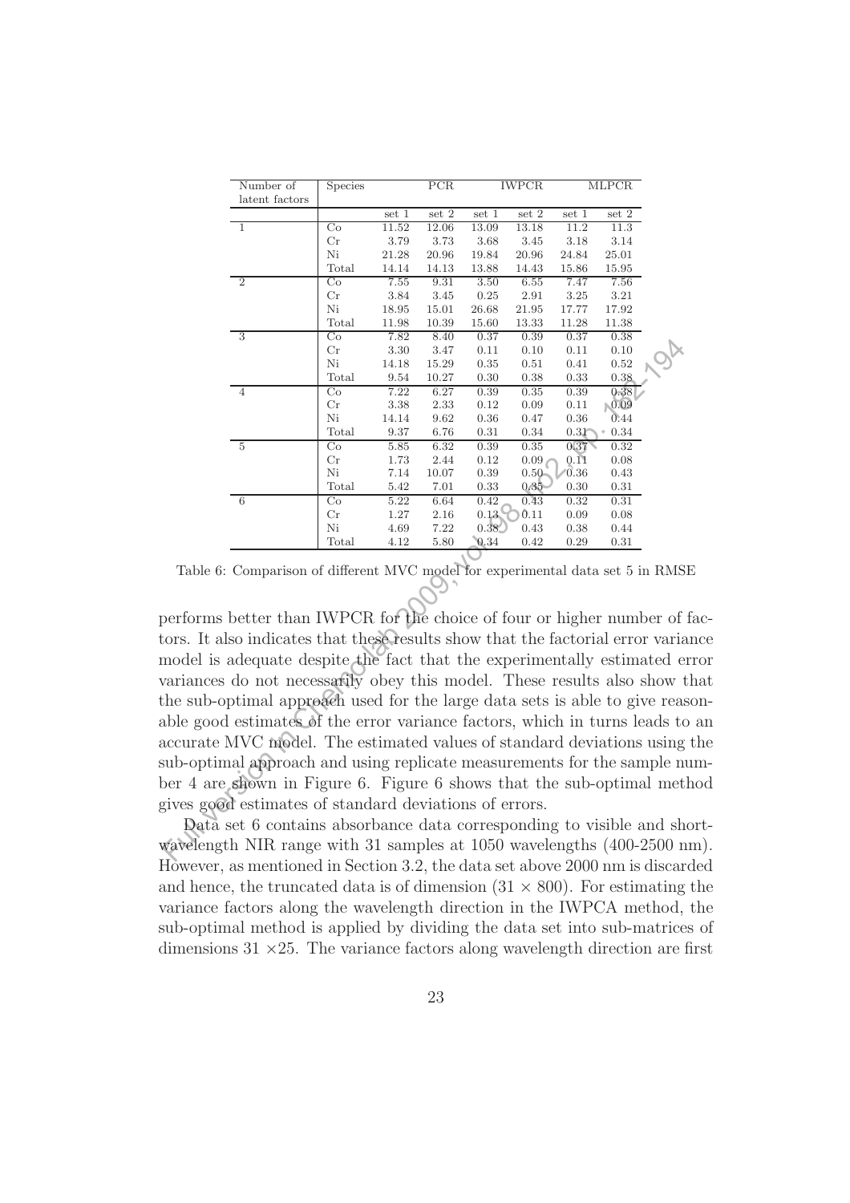| Number of latent factors | Species | PCR | | IWPCR | | MLPCR | |
|---|---|---|---|---|---|---|---|
| | | set 1 | set 2 | set 1 | set 2 | set 1 | set 2 |
| 1 | Co | 11.52 | 12.06 | 13.09 | 13.18 | 11.2 | 11.3 |
| | Cr | 3.79 | 3.73 | 3.68 | 3.45 | 3.18 | 3.14 |
| | Ni | 21.28 | 20.96 | 19.84 | 20.96 | 24.84 | 25.01 |
| | Total | 14.14 | 14.13 | 13.88 | 14.43 | 15.86 | 15.95 |
| 2 | Co | 7.55 | 9.31 | 3.50 | 6.55 | 7.47 | 7.56 |
| | Cr | 3.84 | 3.45 | 0.25 | 2.91 | 3.25 | 3.21 |
| | Ni | 18.95 | 15.01 | 26.68 | 21.95 | 17.77 | 17.92 |
| | Total | 11.98 | 10.39 | 15.60 | 13.33 | 11.28 | 11.38 |
| 3 | Co | 7.82 | 8.40 | 0.37 | 0.39 | 0.37 | 0.38 |
| | Cr | 3.30 | 3.47 | 0.11 | 0.10 | 0.11 | 0.10 |
| | Ni | 14.18 | 15.29 | 0.35 | 0.51 | 0.41 | 0.52 |
| | Total | 9.54 | 10.27 | 0.30 | 0.38 | 0.33 | 0.38 |
| 4 | Co | 7.22 | 6.27 | 0.39 | 0.35 | 0.39 | 0.38 |
| | Cr | 3.38 | 2.33 | 0.12 | 0.09 | 0.11 | 0.09 |
| | Ni | 14.14 | 9.62 | 0.36 | 0.47 | 0.36 | 0.44 |
| | Total | 9.37 | 6.76 | 0.31 | 0.34 | 0.31 | 0.34 |
| 5 | Co | 5.85 | 6.32 | 0.39 | 0.35 | 0.37 | 0.32 |
| | Cr | 1.73 | 2.44 | 0.12 | 0.09 | 0.11 | 0.08 |
| | Ni | 7.14 | 10.07 | 0.39 | 0.50 | 0.36 | 0.43 |
| | Total | 5.42 | 7.01 | 0.33 | 0.35 | 0.30 | 0.31 |
| 6 | Co | 5.22 | 6.64 | 0.42 | 0.43 | 0.32 | 0.31 |
| | Cr | 1.27 | 2.16 | 0.13 | 0.11 | 0.09 | 0.08 |
| | Ni | 4.69 | 7.22 | 0.38 | 0.43 | 0.38 | 0.44 |
| | Total | 4.12 | 5.80 | 0.34 | 0.42 | 0.29 | 0.31 |

Table 6: Comparison of different MVC model for experimental data set 5 in RMSE

performs better than IWPCR for the choice of four or higher number of factors. It also indicates that these results show that the factorial error variance model is adequate despite the fact that the experimentally estimated error variances do not necessarily obey this model. These results also show that the sub-optimal approach used for the large data sets is able to give reasonable good estimates of the error variance factors, which in turns leads to an accurate MVC model. The estimated values of standard deviations using the sub-optimal approach and using replicate measurements for the sample number 4 are shown in Figure 6. Figure 6 shows that the sub-optimal method gives good estimates of standard deviations of errors.

Data set 6 contains absorbance data corresponding to visible and short-wavelength NIR range with 31 samples at 1050 wavelengths (400-2500 nm). However, as mentioned in Section 3.2, the data set above 2000 nm is discarded and hence, the truncated data is of dimension $(31 \times 800)$. For estimating the variance factors along the wavelength direction in the IWPCA method, the sub-optimal method is applied by dividing the data set into sub-matrices of dimensions $31 \times 25$. The variance factors along wavelength direction are first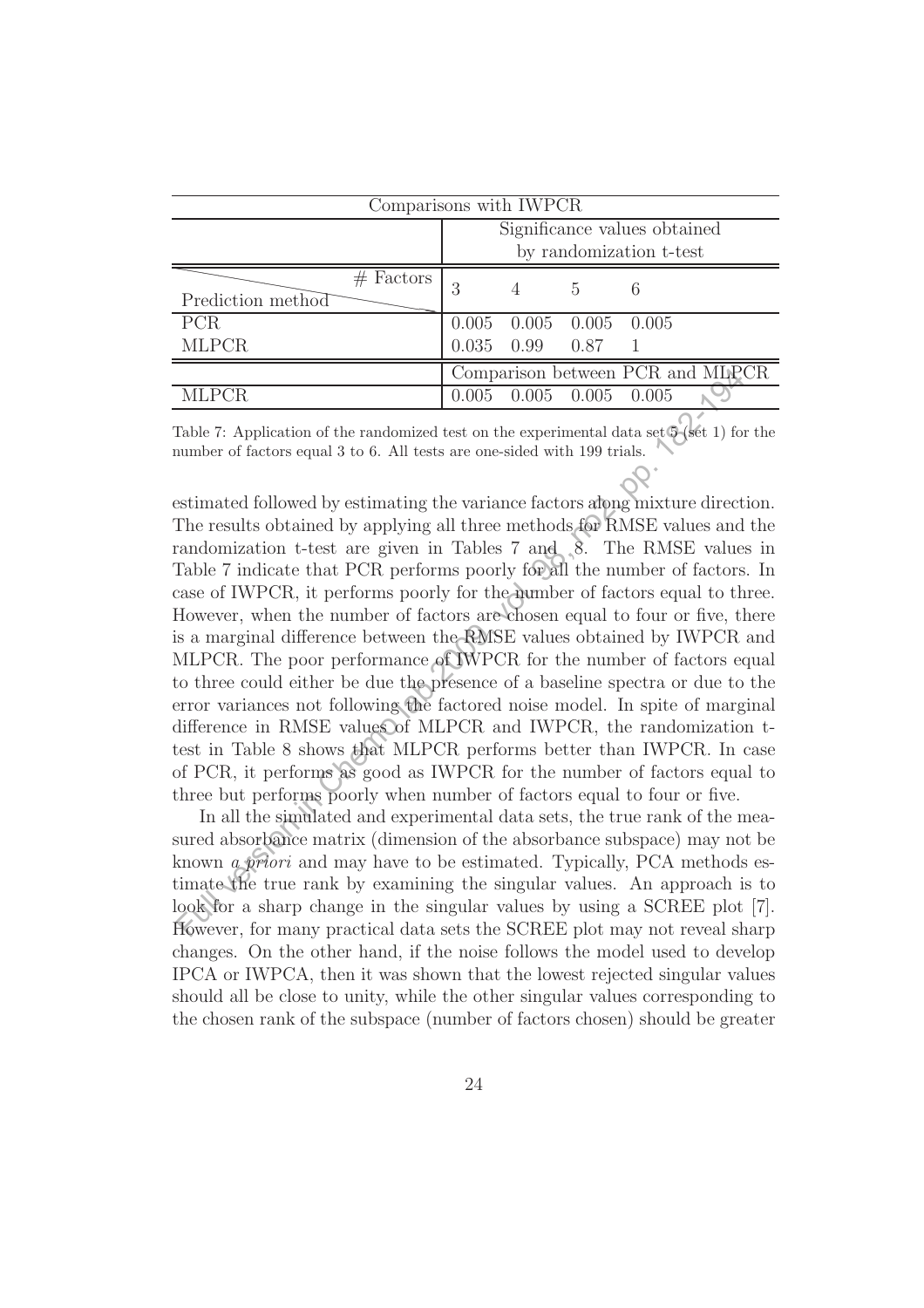| Comparisons with IWPCR | | | | |
|---|---|---|---|---|
| | Significance values obtained by randomization t-test | | | |
| Prediction method \ # Factors | 3 | 4 | 5 | 6 |
| PCR | 0.005 | 0.005 | 0.005 | 0.005 |
| MLPCR | 0.035 | 0.99 | 0.87 | 1 |
| | Comparison between PCR and MLPCR | | | |
| MLPCR | 0.005 | 0.005 | 0.005 | 0.005 |

Table 7: Application of the randomized test on the experimental data set 5 (set 1) for the number of factors equal 3 to 6. All tests are one-sided with 199 trials.

estimated followed by estimating the variance factors along mixture direction. The results obtained by applying all three methods for RMSE values and the randomization t-test are given in Tables 7 and 8. The RMSE values in Table 7 indicate that PCR performs poorly for all the number of factors. In case of IWPCR, it performs poorly for the number of factors equal to three. However, when the number of factors are chosen equal to four or five, there is a marginal difference between the RMSE values obtained by IWPCR and MLPCR. The poor performance of IWPCR for the number of factors equal to three could either be due the presence of a baseline spectra or due to the error variances not following the factored noise model. In spite of marginal difference in RMSE values of MLPCR and IWPCR, the randomization t-test in Table 8 shows that MLPCR performs better than IWPCR. In case of PCR, it performs as good as IWPCR for the number of factors equal to three but performs poorly when number of factors equal to four or five.

In all the simulated and experimental data sets, the true rank of the measured absorbance matrix (dimension of the absorbance subspace) may not be known *a priori* and may have to be estimated. Typically, PCA methods estimate the true rank by examining the singular values. An approach is to look for a sharp change in the singular values by using a SCREE plot [7]. However, for many practical data sets the SCREE plot may not reveal sharp changes. On the other hand, if the noise follows the model used to develop IPCA or IWPCA, then it was shown that the lowest rejected singular values should all be close to unity, while the other singular values corresponding to the chosen rank of the subspace (number of factors chosen) should be greater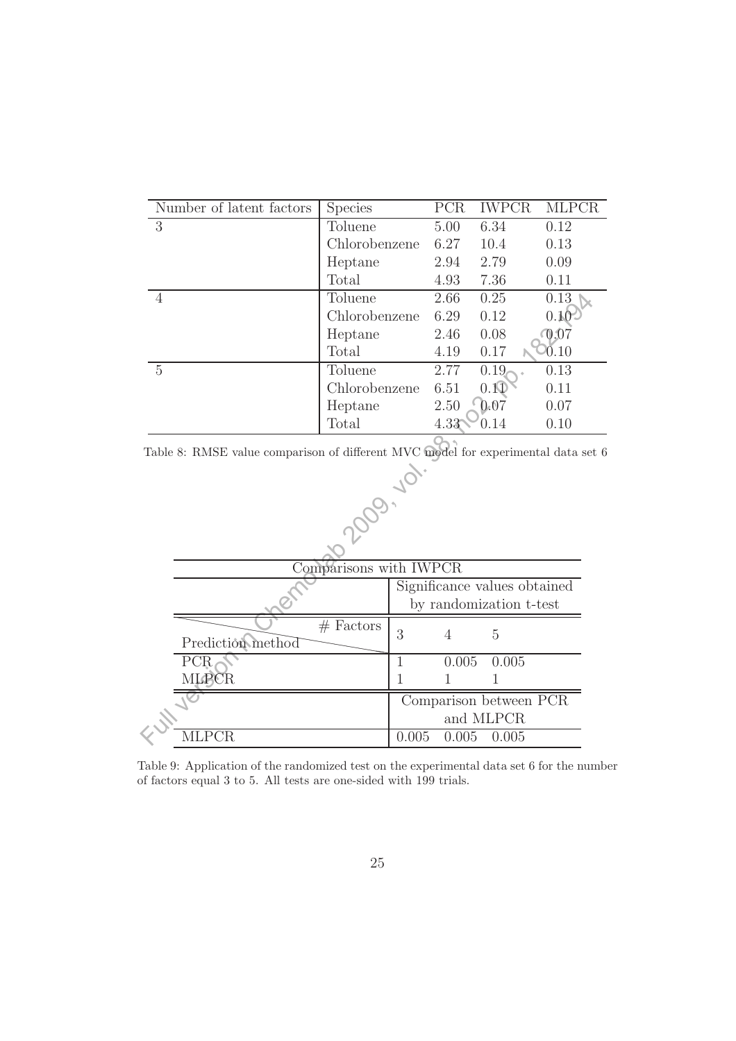| Number of latent factors | Species | PCR | IWPCR | MLPCR |
|---|---|---|---|---|
| 3 | Toluene | 5.00 | 6.34 | 0.12 |
| | Chlorobenzene | 6.27 | 10.4 | 0.13 |
| | Heptane | 2.94 | 2.79 | 0.09 |
| | Total | 4.93 | 7.36 | 0.11 |
| 4 | Toluene | 2.66 | 0.25 | 0.13 |
| | Chlorobenzene | 6.29 | 0.12 | 0.10 |
| | Heptane | 2.46 | 0.08 | 0.07 |
| | Total | 4.19 | 0.17 | 0.10 |
| 5 | Toluene | 2.77 | 0.19 | 0.13 |
| | Chlorobenzene | 6.51 | 0.11 | 0.11 |
| | Heptane | 2.50 | 0.07 | 0.07 |
| | Total | 4.33 | 0.14 | 0.10 |

Table 8: RMSE value comparison of different MVC model for experimental data set 6

| Comparisons with IWPCR | | | |
|---|---|---|---|
| | Significance values obtained by randomization t-test | | |
| Prediction method \ # Factors | 3 | 4 | 5 |
| PCR | 1 | 0.005 | 0.005 |
| MLPCR | 1 | 1 | 1 |
| | Comparison between PCR and MLPCR | | |
| MLPCR | 0.005 | 0.005 | 0.005 |

Table 9: Application of the randomized test on the experimental data set 6 for the number of factors equal 3 to 5. All tests are one-sided with 199 trials.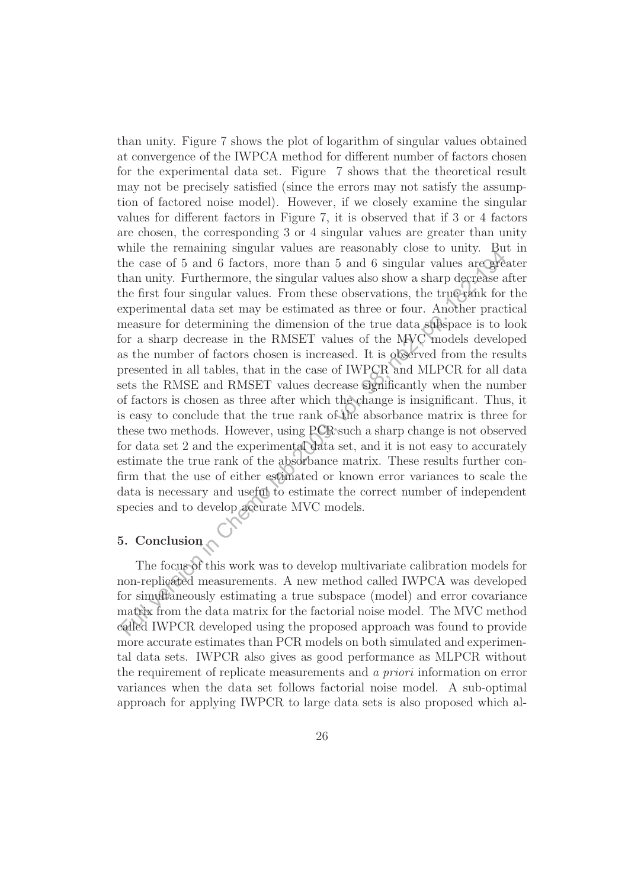than unity. Figure 7 shows the plot of logarithm of singular values obtained at convergence of the IWPCA method for different number of factors chosen for the experimental data set. Figure 7 shows that the theoretical result may not be precisely satisfied (since the errors may not satisfy the assumption of factored noise model). However, if we closely examine the singular values for different factors in Figure 7, it is observed that if 3 or 4 factors are chosen, the corresponding 3 or 4 singular values are greater than unity while the remaining singular values are reasonably close to unity. But in the case of 5 and 6 factors, more than 5 and 6 singular values are greater than unity. Furthermore, the singular values also show a sharp decrease after the first four singular values. From these observations, the true rank for the experimental data set may be estimated as three or four. Another practical measure for determining the dimension of the true data subspace is to look for a sharp decrease in the RMSET values of the MVC models developed as the number of factors chosen is increased. It is observed from the results presented in all tables, that in the case of IWPCR and MLPCR for all data sets the RMSE and RMSET values decrease significantly when the number of factors is chosen as three after which the change is insignificant. Thus, it is easy to conclude that the true rank of the absorbance matrix is three for these two methods. However, using PCR such a sharp change is not observed for data set 2 and the experimental data set, and it is not easy to accurately estimate the true rank of the absorbance matrix. These results further confirm that the use of either estimated or known error variances to scale the data is necessary and useful to estimate the correct number of independent species and to develop accurate MVC models.

## 5. Conclusion

The focus of this work was to develop multivariate calibration models for non-replicated measurements. A new method called IWPCA was developed for simultaneously estimating a true subspace (model) and error covariance matrix from the data matrix for the factorial noise model. The MVC method called IWPCR developed using the proposed approach was found to provide more accurate estimates than PCR models on both simulated and experimental data sets. IWPCR also gives as good performance as MLPCR without the requirement of replicate measurements and *a priori* information on error variances when the data set follows factorial noise model. A sub-optimal approach for applying IWPCR to large data sets is also proposed which al-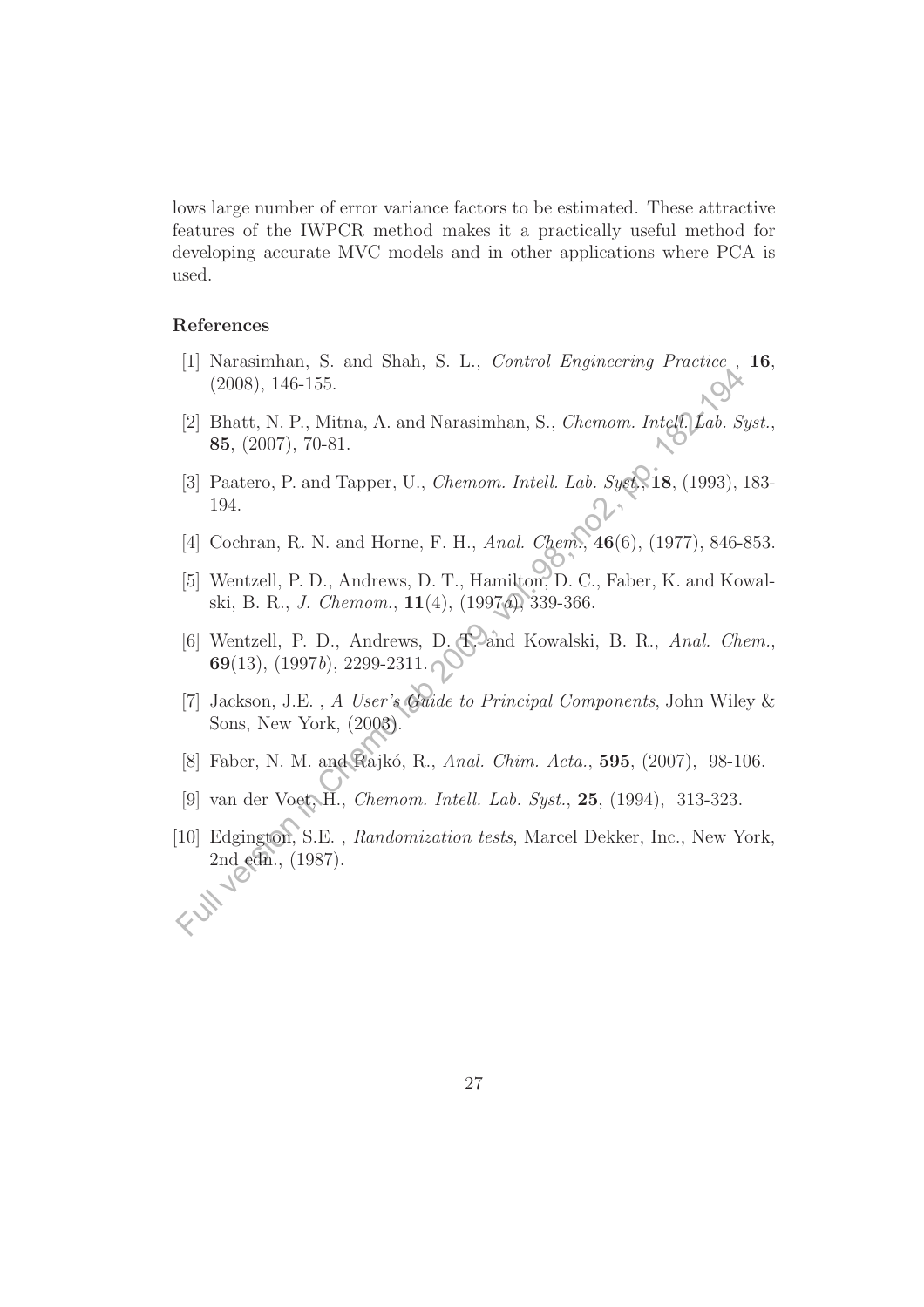lows large number of error variance factors to be estimated. These attractive features of the IWPCR method makes it a practically useful method for developing accurate MVC models and in other applications where PCA is used.

## References

[1] Narasimhan, S. and Shah, S. L., *Control Engineering Practice* , **16**, (2008), 146-155.

[2] Bhatt, N. P., Mitna, A. and Narasimhan, S., *Chemom. Intell. Lab. Syst.*, **85**, (2007), 70-81.

[3] Paatero, P. and Tapper, U., *Chemom. Intell. Lab. Syst.*, **18**, (1993), 183-194.

[4] Cochran, R. N. and Horne, F. H., *Anal. Chem.*, **46**(6), (1977), 846-853.

[5] Wentzell, P. D., Andrews, D. T., Hamilton, D. C., Faber, K. and Kowalski, B. R., *J. Chemom.*, **11**(4), (1997*a*), 339-366.

[6] Wentzell, P. D., Andrews, D. T. and Kowalski, B. R., *Anal. Chem.*, **69**(13), (1997*b*), 2299-2311.

[7] Jackson, J.E. , *A User's Guide to Principal Components*, John Wiley & Sons, New York, (2003).

[8] Faber, N. M. and Rajkó, R., *Anal. Chim. Acta.*, **595**, (2007), 98-106.

[9] van der Voet, H., *Chemom. Intell. Lab. Syst.*, **25**, (1994), 313-323.

[10] Edgington, S.E. , *Randomization tests*, Marcel Dekker, Inc., New York, 2nd edn., (1987).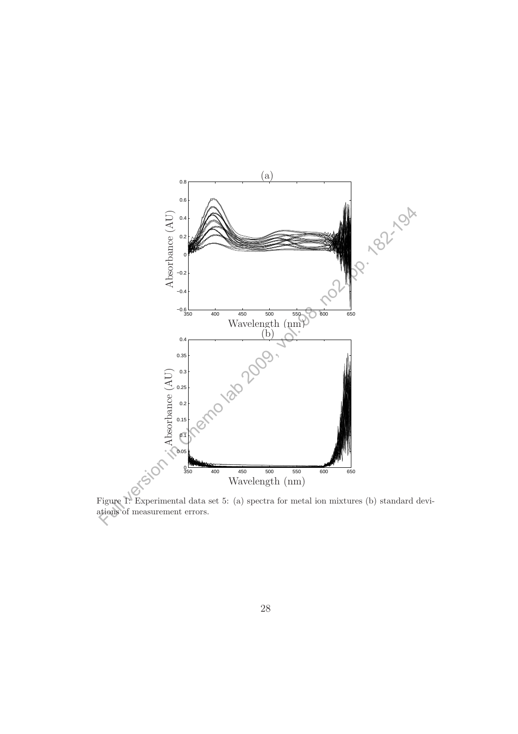Figure 1: Experimental data set 5: (a) spectra for metal ion mixtures (b) standard deviations of measurement errors.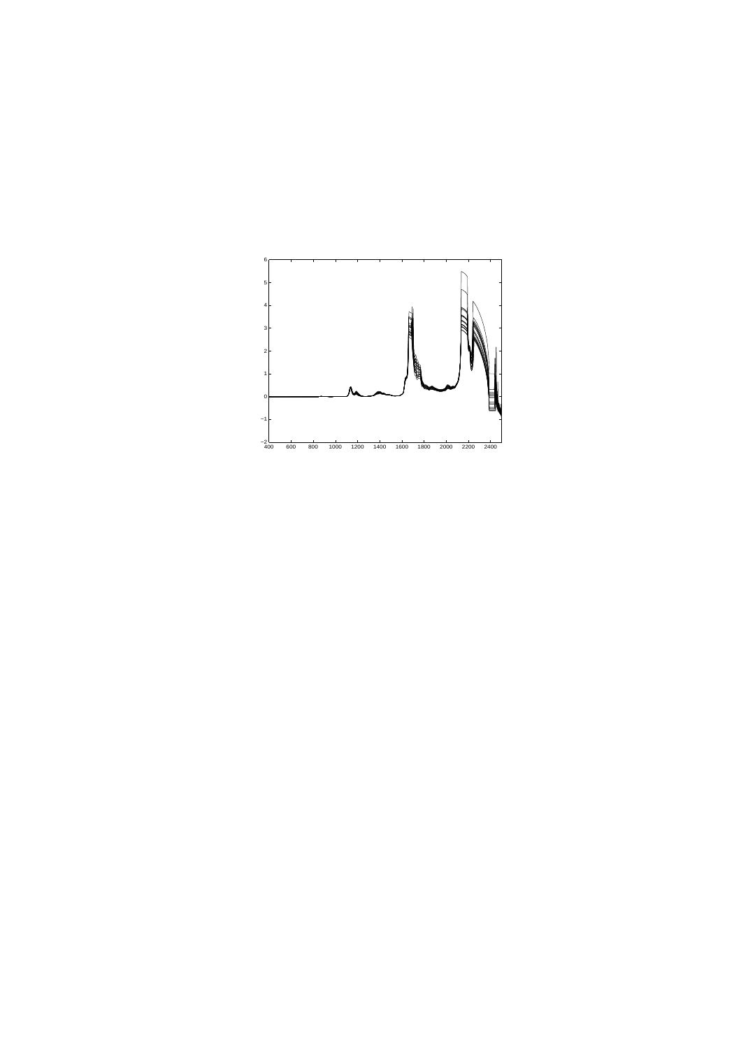6
5
4
3
2
1
0
−1
−2
400
600
800
1000
1200
1400
1600
1800
2000
2200
2400